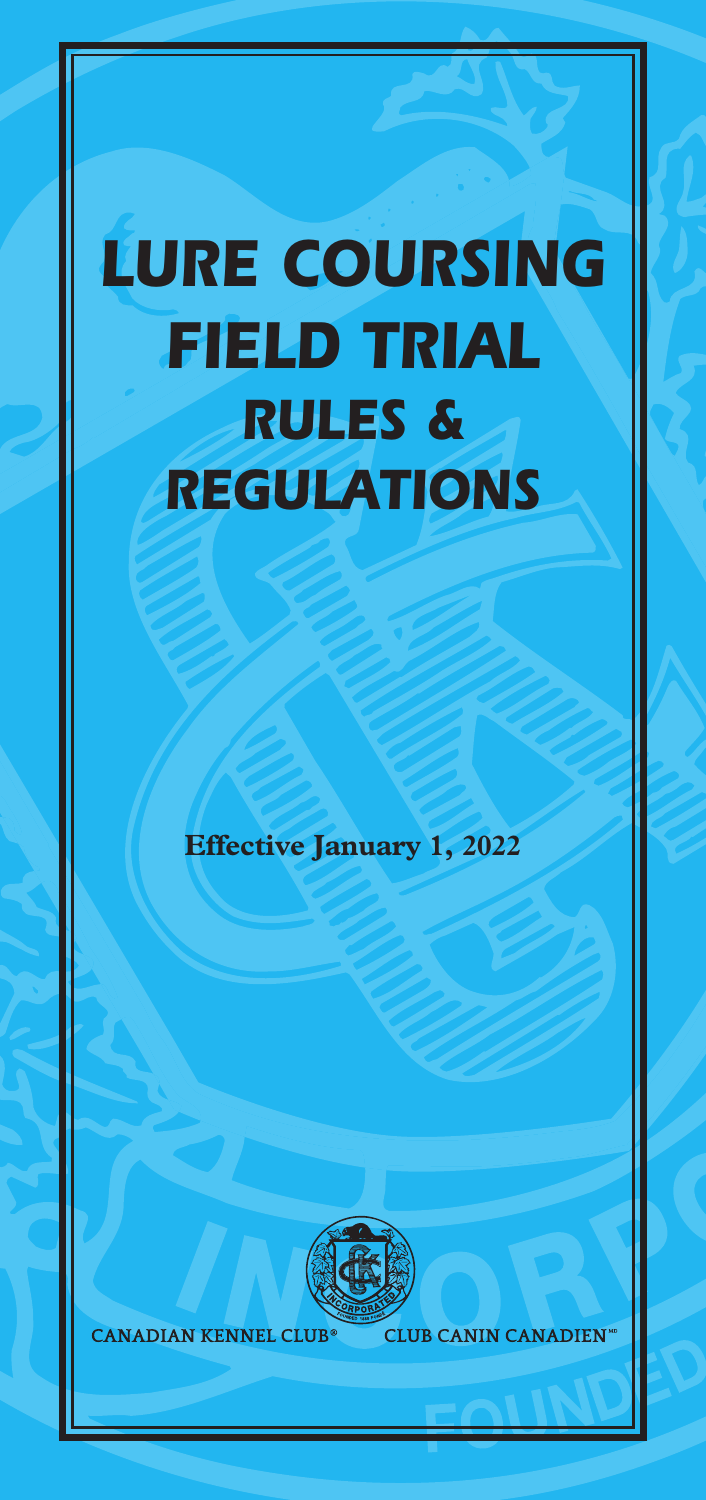# LURE COURSING FIELD TRIAL RULES & REGULATIONS

**Effective January 1, 2022**

CANADIAN KENNEL CLUB® CLUB CANIN CANADIEN^MD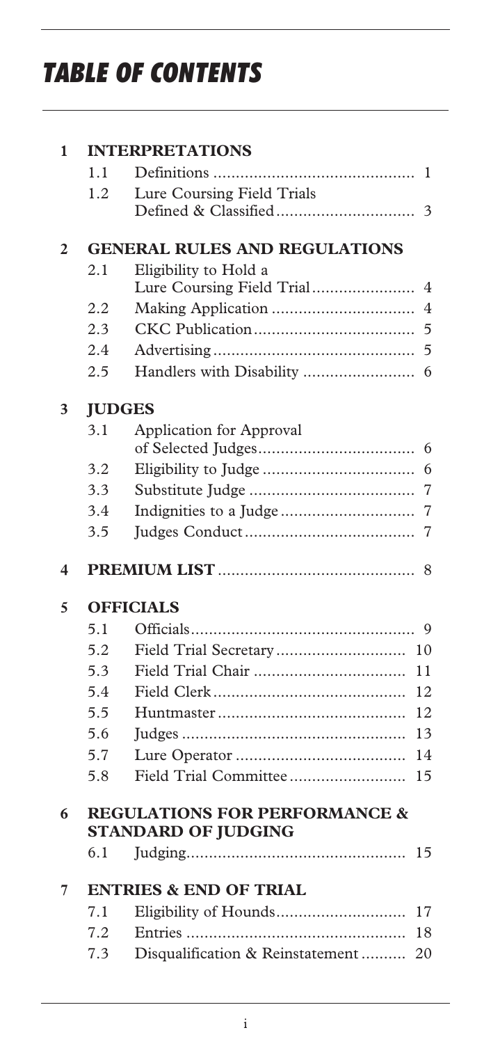# TABLE OF CONTENTS

| | | | |
|---|---|---|---|
| **1** | **INTERPRETATIONS** | | |
| | 1.1 | Definitions | 1 |
| | 1.2 | Lure Coursing Field Trials Defined & Classified | 3 |
| **2** | **GENERAL RULES AND REGULATIONS** | | |
| | 2.1 | Eligibility to Hold a Lure Coursing Field Trial | 4 |
| | 2.2 | Making Application | 4 |
| | 2.3 | CKC Publication | 5 |
| | 2.4 | Advertising | 5 |
| | 2.5 | Handlers with Disability | 6 |
| **3** | **JUDGES** | | |
| | 3.1 | Application for Approval of Selected Judges | 6 |
| | 3.2 | Eligibility to Judge | 6 |
| | 3.3 | Substitute Judge | 7 |
| | 3.4 | Indignities to a Judge | 7 |
| | 3.5 | Judges Conduct | 7 |
| **4** | **PREMIUM LIST** | | 8 |
| **5** | **OFFICIALS** | | |
| | 5.1 | Officials | 9 |
| | 5.2 | Field Trial Secretary | 10 |
| | 5.3 | Field Trial Chair | 11 |
| | 5.4 | Field Clerk | 12 |
| | 5.5 | Huntmaster | 12 |
| | 5.6 | Judges | 13 |
| | 5.7 | Lure Operator | 14 |
| | 5.8 | Field Trial Committee | 15 |
| **6** | **REGULATIONS FOR PERFORMANCE & STANDARD OF JUDGING** | | |
| | 6.1 | Judging | 15 |
| **7** | **ENTRIES & END OF TRIAL** | | |
| | 7.1 | Eligibility of Hounds | 17 |
| | 7.2 | Entries | 18 |
| | 7.3 | Disqualification & Reinstatement | 20 |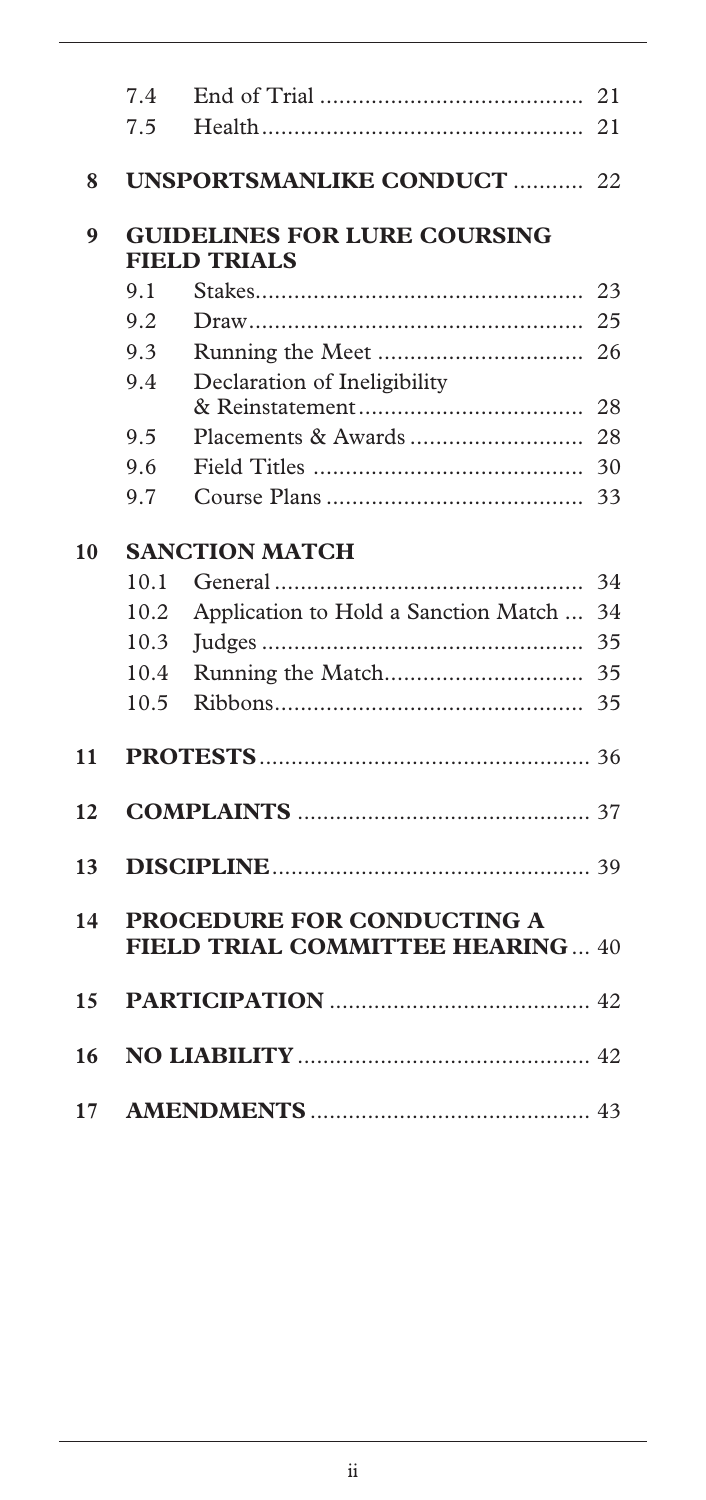| | | |
|---|---|---|
| 7.4 | End of Trial | 21 |
| 7.5 | Health | 21 |

**8 UNSPORTSMANLIKE CONDUCT** .......... 22

**9 GUIDELINES FOR LURE COURSING FIELD TRIALS**

| | | |
|---|---|---|
| 9.1 | Stakes | 23 |
| 9.2 | Draw | 25 |
| 9.3 | Running the Meet | 26 |
| 9.4 | Declaration of Ineligibility & Reinstatement | 28 |
| 9.5 | Placements & Awards | 28 |
| 9.6 | Field Titles | 30 |
| 9.7 | Course Plans | 33 |

**10 SANCTION MATCH**

| | | |
|---|---|---|
| 10.1 | General | 34 |
| 10.2 | Application to Hold a Sanction Match | 34 |
| 10.3 | Judges | 35 |
| 10.4 | Running the Match | 35 |
| 10.5 | Ribbons | 35 |

**11 PROTESTS** .......... 36

**12 COMPLAINTS** .......... 37

**13 DISCIPLINE** .......... 39

**14 PROCEDURE FOR CONDUCTING A FIELD TRIAL COMMITTEE HEARING** ... 40

**15 PARTICIPATION** .......... 42

**16 NO LIABILITY** .......... 42

**17 AMENDMENTS** .......... 43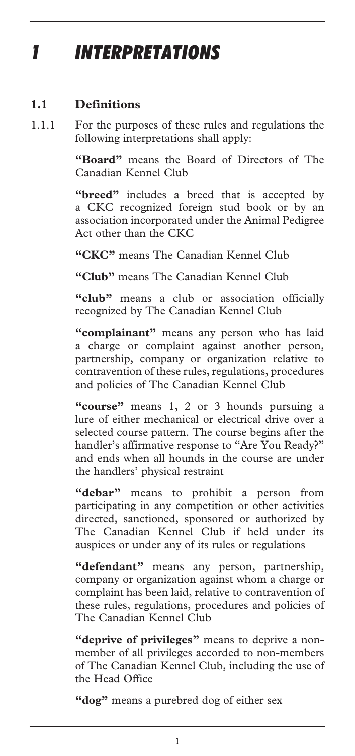# *1 INTERPRETATIONS*

## 1.1 Definitions

1.1.1 For the purposes of these rules and regulations the following interpretations shall apply:

**"Board"** means the Board of Directors of The Canadian Kennel Club

**"breed"** includes a breed that is accepted by a CKC recognized foreign stud book or by an association incorporated under the Animal Pedigree Act other than the CKC

**"CKC"** means The Canadian Kennel Club

**"Club"** means The Canadian Kennel Club

**"club"** means a club or association officially recognized by The Canadian Kennel Club

**"complainant"** means any person who has laid a charge or complaint against another person, partnership, company or organization relative to contravention of these rules, regulations, procedures and policies of The Canadian Kennel Club

**"course"** means 1, 2 or 3 hounds pursuing a lure of either mechanical or electrical drive over a selected course pattern. The course begins after the handler's affirmative response to "Are You Ready?" and ends when all hounds in the course are under the handlers' physical restraint

**"debar"** means to prohibit a person from participating in any competition or other activities directed, sanctioned, sponsored or authorized by The Canadian Kennel Club if held under its auspices or under any of its rules or regulations

**"defendant"** means any person, partnership, company or organization against whom a charge or complaint has been laid, relative to contravention of these rules, regulations, procedures and policies of The Canadian Kennel Club

**"deprive of privileges"** means to deprive a non-member of all privileges accorded to non-members of The Canadian Kennel Club, including the use of the Head Office

**"dog"** means a purebred dog of either sex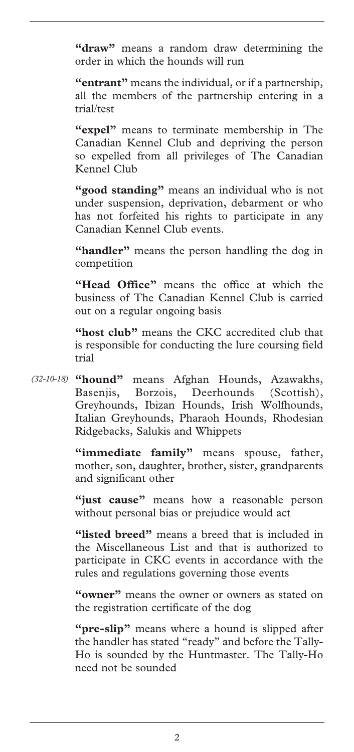**"draw"** means a random draw determining the order in which the hounds will run

**"entrant"** means the individual, or if a partnership, all the members of the partnership entering in a trial/test

**"expel"** means to terminate membership in The Canadian Kennel Club and depriving the person so expelled from all privileges of The Canadian Kennel Club

**"good standing"** means an individual who is not under suspension, deprivation, debarment or who has not forfeited his rights to participate in any Canadian Kennel Club events.

**"handler"** means the person handling the dog in competition

**"Head Office"** means the office at which the business of The Canadian Kennel Club is carried out on a regular ongoing basis

**"host club"** means the CKC accredited club that is responsible for conducting the lure coursing field trial

*(32-10-18)* **"hound"** means Afghan Hounds, Azawakhs, Basenjis, Borzois, Deerhounds (Scottish), Greyhounds, Ibizan Hounds, Irish Wolfhounds, Italian Greyhounds, Pharaoh Hounds, Rhodesian Ridgebacks, Salukis and Whippets

**"immediate family"** means spouse, father, mother, son, daughter, brother, sister, grandparents and significant other

**"just cause"** means how a reasonable person without personal bias or prejudice would act

**"listed breed"** means a breed that is included in the Miscellaneous List and that is authorized to participate in CKC events in accordance with the rules and regulations governing those events

**"owner"** means the owner or owners as stated on the registration certificate of the dog

**"pre-slip"** means where a hound is slipped after the handler has stated "ready" and before the Tally-Ho is sounded by the Huntmaster. The Tally-Ho need not be sounded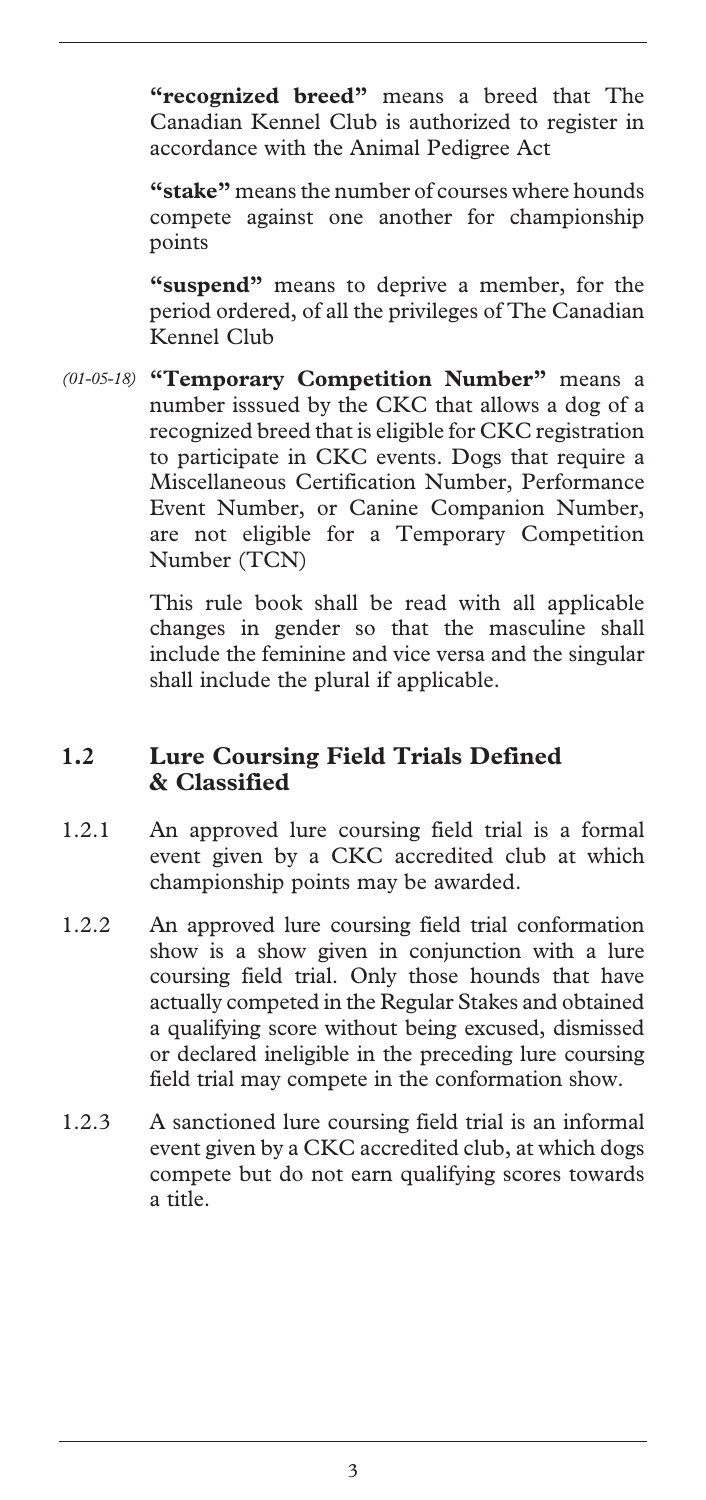**"recognized breed"** means a breed that The Canadian Kennel Club is authorized to register in accordance with the Animal Pedigree Act

**"stake"** means the number of courses where hounds compete against one another for championship points

**"suspend"** means to deprive a member, for the period ordered, of all the privileges of The Canadian Kennel Club

*(01-05-18)* **"Temporary Competition Number"** means a number isssued by the CKC that allows a dog of a recognized breed that is eligible for CKC registration to participate in CKC events. Dogs that require a Miscellaneous Certification Number, Performance Event Number, or Canine Companion Number, are not eligible for a Temporary Competition Number (TCN)

This rule book shall be read with all applicable changes in gender so that the masculine shall include the feminine and vice versa and the singular shall include the plural if applicable.

## 1.2 Lure Coursing Field Trials Defined & Classified

1.2.1 An approved lure coursing field trial is a formal event given by a CKC accredited club at which championship points may be awarded.

1.2.2 An approved lure coursing field trial conformation show is a show given in conjunction with a lure coursing field trial. Only those hounds that have actually competed in the Regular Stakes and obtained a qualifying score without being excused, dismissed or declared ineligible in the preceding lure coursing field trial may compete in the conformation show.

1.2.3 A sanctioned lure coursing field trial is an informal event given by a CKC accredited club, at which dogs compete but do not earn qualifying scores towards a title.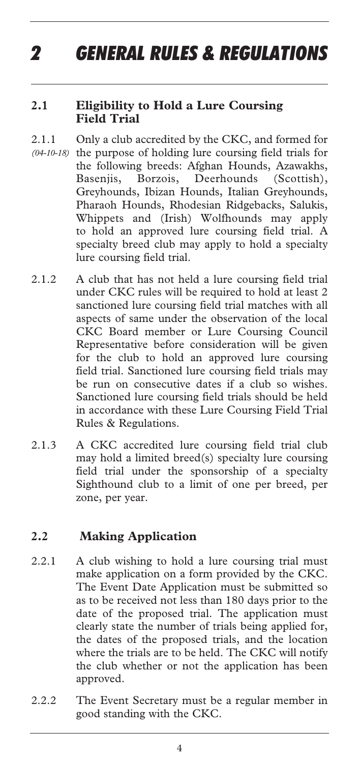# 2 GENERAL RULES & REGULATIONS

## 2.1 Eligibility to Hold a Lure Coursing Field Trial

2.1.1 *(04-10-18)* Only a club accredited by the CKC, and formed for the purpose of holding lure coursing field trials for the following breeds: Afghan Hounds, Azawakhs, Basenjis, Borzois, Deerhounds (Scottish), Greyhounds, Ibizan Hounds, Italian Greyhounds, Pharaoh Hounds, Rhodesian Ridgebacks, Salukis, Whippets and (Irish) Wolfhounds may apply to hold an approved lure coursing field trial. A specialty breed club may apply to hold a specialty lure coursing field trial.

2.1.2 A club that has not held a lure coursing field trial under CKC rules will be required to hold at least 2 sanctioned lure coursing field trial matches with all aspects of same under the observation of the local CKC Board member or Lure Coursing Council Representative before consideration will be given for the club to hold an approved lure coursing field trial. Sanctioned lure coursing field trials may be run on consecutive dates if a club so wishes. Sanctioned lure coursing field trials should be held in accordance with these Lure Coursing Field Trial Rules & Regulations.

2.1.3 A CKC accredited lure coursing field trial club may hold a limited breed(s) specialty lure coursing field trial under the sponsorship of a specialty Sighthound club to a limit of one per breed, per zone, per year.

## 2.2 Making Application

2.2.1 A club wishing to hold a lure coursing trial must make application on a form provided by the CKC. The Event Date Application must be submitted so as to be received not less than 180 days prior to the date of the proposed trial. The application must clearly state the number of trials being applied for, the dates of the proposed trials, and the location where the trials are to be held. The CKC will notify the club whether or not the application has been approved.

2.2.2 The Event Secretary must be a regular member in good standing with the CKC.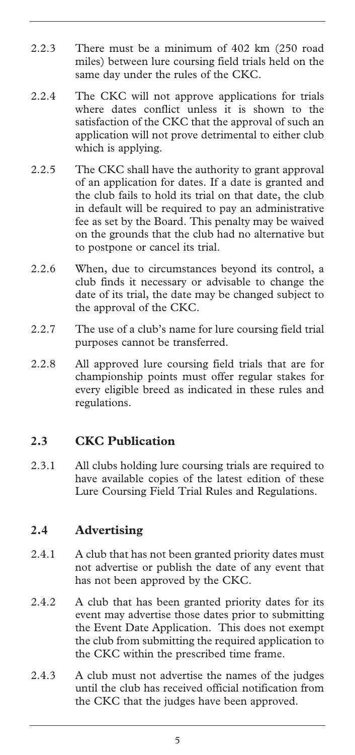2.2.3 There must be a minimum of 402 km (250 road miles) between lure coursing field trials held on the same day under the rules of the CKC.

2.2.4 The CKC will not approve applications for trials where dates conflict unless it is shown to the satisfaction of the CKC that the approval of such an application will not prove detrimental to either club which is applying.

2.2.5 The CKC shall have the authority to grant approval of an application for dates. If a date is granted and the club fails to hold its trial on that date, the club in default will be required to pay an administrative fee as set by the Board. This penalty may be waived on the grounds that the club had no alternative but to postpone or cancel its trial.

2.2.6 When, due to circumstances beyond its control, a club finds it necessary or advisable to change the date of its trial, the date may be changed subject to the approval of the CKC.

2.2.7 The use of a club's name for lure coursing field trial purposes cannot be transferred.

2.2.8 All approved lure coursing field trials that are for championship points must offer regular stakes for every eligible breed as indicated in these rules and regulations.

## 2.3 CKC Publication

2.3.1 All clubs holding lure coursing trials are required to have available copies of the latest edition of these Lure Coursing Field Trial Rules and Regulations.

## 2.4 Advertising

2.4.1 A club that has not been granted priority dates must not advertise or publish the date of any event that has not been approved by the CKC.

2.4.2 A club that has been granted priority dates for its event may advertise those dates prior to submitting the Event Date Application. This does not exempt the club from submitting the required application to the CKC within the prescribed time frame.

2.4.3 A club must not advertise the names of the judges until the club has received official notification from the CKC that the judges have been approved.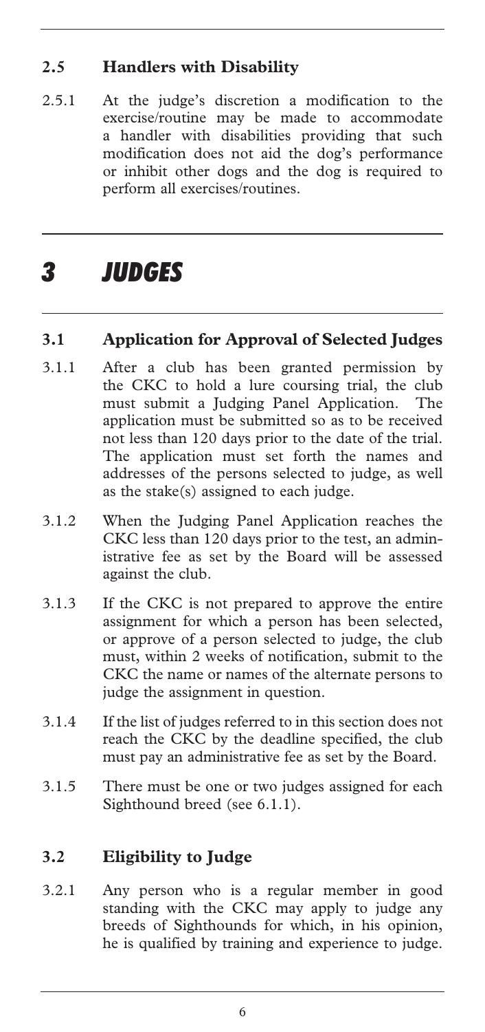### 2.5 Handlers with Disability

2.5.1 At the judge's discretion a modification to the exercise/routine may be made to accommodate a handler with disabilities providing that such modification does not aid the dog's performance or inhibit other dogs and the dog is required to perform all exercises/routines.

# *3 JUDGES*

### 3.1 Application for Approval of Selected Judges

3.1.1 After a club has been granted permission by the CKC to hold a lure coursing trial, the club must submit a Judging Panel Application. The application must be submitted so as to be received not less than 120 days prior to the date of the trial. The application must set forth the names and addresses of the persons selected to judge, as well as the stake(s) assigned to each judge.

3.1.2 When the Judging Panel Application reaches the CKC less than 120 days prior to the test, an administrative fee as set by the Board will be assessed against the club.

3.1.3 If the CKC is not prepared to approve the entire assignment for which a person has been selected, or approve of a person selected to judge, the club must, within 2 weeks of notification, submit to the CKC the name or names of the alternate persons to judge the assignment in question.

3.1.4 If the list of judges referred to in this section does not reach the CKC by the deadline specified, the club must pay an administrative fee as set by the Board.

3.1.5 There must be one or two judges assigned for each Sighthound breed (see 6.1.1).

### 3.2 Eligibility to Judge

3.2.1 Any person who is a regular member in good standing with the CKC may apply to judge any breeds of Sighthounds for which, in his opinion, he is qualified by training and experience to judge.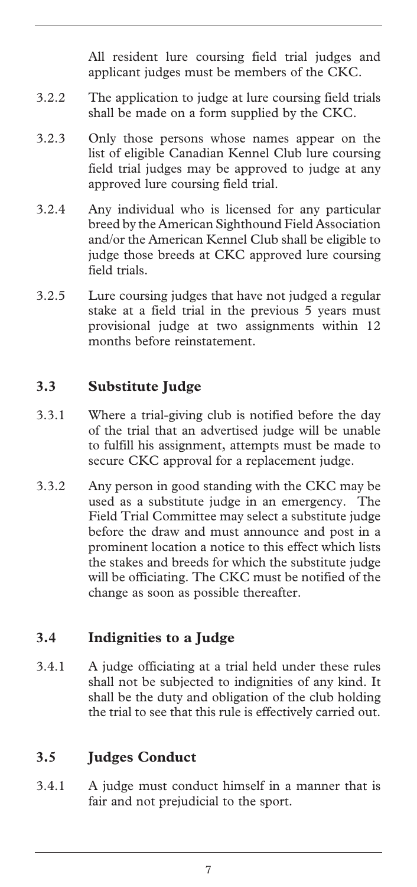All resident lure coursing field trial judges and applicant judges must be members of the CKC.

3.2.2 The application to judge at lure coursing field trials shall be made on a form supplied by the CKC.

3.2.3 Only those persons whose names appear on the list of eligible Canadian Kennel Club lure coursing field trial judges may be approved to judge at any approved lure coursing field trial.

3.2.4 Any individual who is licensed for any particular breed by the American Sighthound Field Association and/or the American Kennel Club shall be eligible to judge those breeds at CKC approved lure coursing field trials.

3.2.5 Lure coursing judges that have not judged a regular stake at a field trial in the previous 5 years must provisional judge at two assignments within 12 months before reinstatement.

## 3.3 Substitute Judge

3.3.1 Where a trial-giving club is notified before the day of the trial that an advertised judge will be unable to fulfill his assignment, attempts must be made to secure CKC approval for a replacement judge.

3.3.2 Any person in good standing with the CKC may be used as a substitute judge in an emergency. The Field Trial Committee may select a substitute judge before the draw and must announce and post in a prominent location a notice to this effect which lists the stakes and breeds for which the substitute judge will be officiating. The CKC must be notified of the change as soon as possible thereafter.

## 3.4 Indignities to a Judge

3.4.1 A judge officiating at a trial held under these rules shall not be subjected to indignities of any kind. It shall be the duty and obligation of the club holding the trial to see that this rule is effectively carried out.

## 3.5 Judges Conduct

3.4.1 A judge must conduct himself in a manner that is fair and not prejudicial to the sport.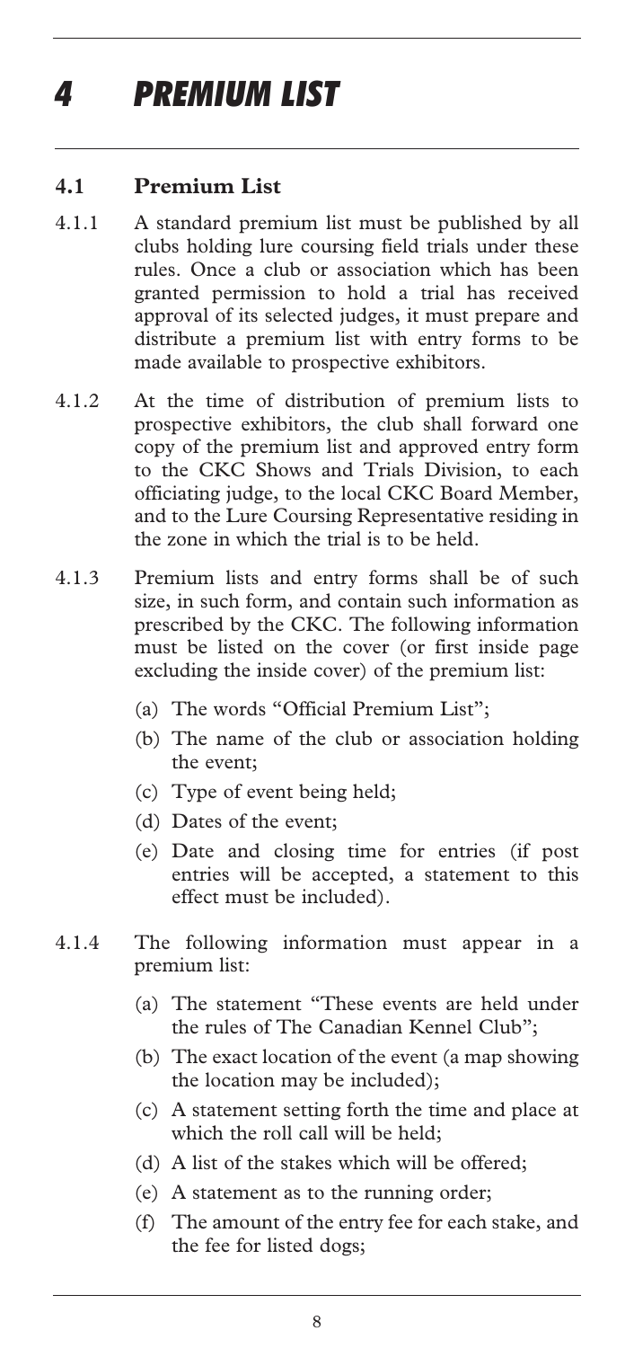# 4 PREMIUM LIST

## 4.1 Premium List

4.1.1 A standard premium list must be published by all clubs holding lure coursing field trials under these rules. Once a club or association which has been granted permission to hold a trial has received approval of its selected judges, it must prepare and distribute a premium list with entry forms to be made available to prospective exhibitors.

4.1.2 At the time of distribution of premium lists to prospective exhibitors, the club shall forward one copy of the premium list and approved entry form to the CKC Shows and Trials Division, to each officiating judge, to the local CKC Board Member, and to the Lure Coursing Representative residing in the zone in which the trial is to be held.

4.1.3 Premium lists and entry forms shall be of such size, in such form, and contain such information as prescribed by the CKC. The following information must be listed on the cover (or first inside page excluding the inside cover) of the premium list:

- (a) The words "Official Premium List";
- (b) The name of the club or association holding the event;
- (c) Type of event being held;
- (d) Dates of the event;
- (e) Date and closing time for entries (if post entries will be accepted, a statement to this effect must be included).

4.1.4 The following information must appear in a premium list:

- (a) The statement "These events are held under the rules of The Canadian Kennel Club";
- (b) The exact location of the event (a map showing the location may be included);
- (c) A statement setting forth the time and place at which the roll call will be held;
- (d) A list of the stakes which will be offered;
- (e) A statement as to the running order;
- (f) The amount of the entry fee for each stake, and the fee for listed dogs;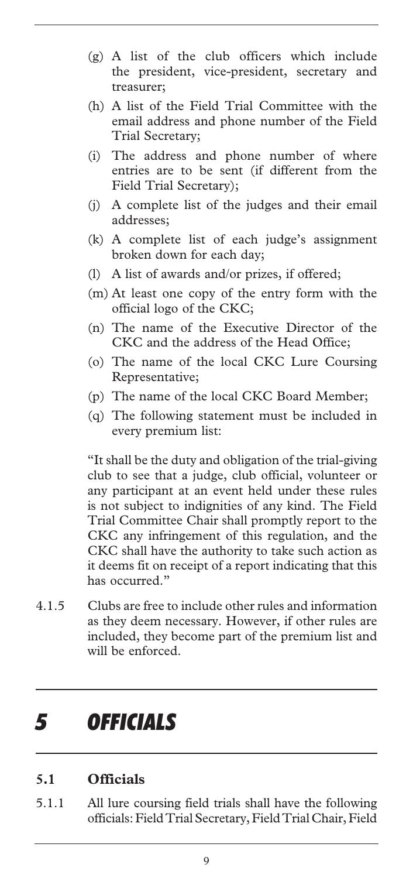(g) A list of the club officers which include the president, vice-president, secretary and treasurer;

(h) A list of the Field Trial Committee with the email address and phone number of the Field Trial Secretary;

(i) The address and phone number of where entries are to be sent (if different from the Field Trial Secretary);

(j) A complete list of the judges and their email addresses;

(k) A complete list of each judge's assignment broken down for each day;

(l) A list of awards and/or prizes, if offered;

(m) At least one copy of the entry form with the official logo of the CKC;

(n) The name of the Executive Director of the CKC and the address of the Head Office;

(o) The name of the local CKC Lure Coursing Representative;

(p) The name of the local CKC Board Member;

(q) The following statement must be included in every premium list:

"It shall be the duty and obligation of the trial-giving club to see that a judge, club official, volunteer or any participant at an event held under these rules is not subject to indignities of any kind. The Field Trial Committee Chair shall promptly report to the CKC any infringement of this regulation, and the CKC shall have the authority to take such action as it deems fit on receipt of a report indicating that this has occurred."

4.1.5 Clubs are free to include other rules and information as they deem necessary. However, if other rules are included, they become part of the premium list and will be enforced.

# *5 OFFICIALS*

## 5.1 Officials

5.1.1 All lure coursing field trials shall have the following officials: Field Trial Secretary, Field Trial Chair, Field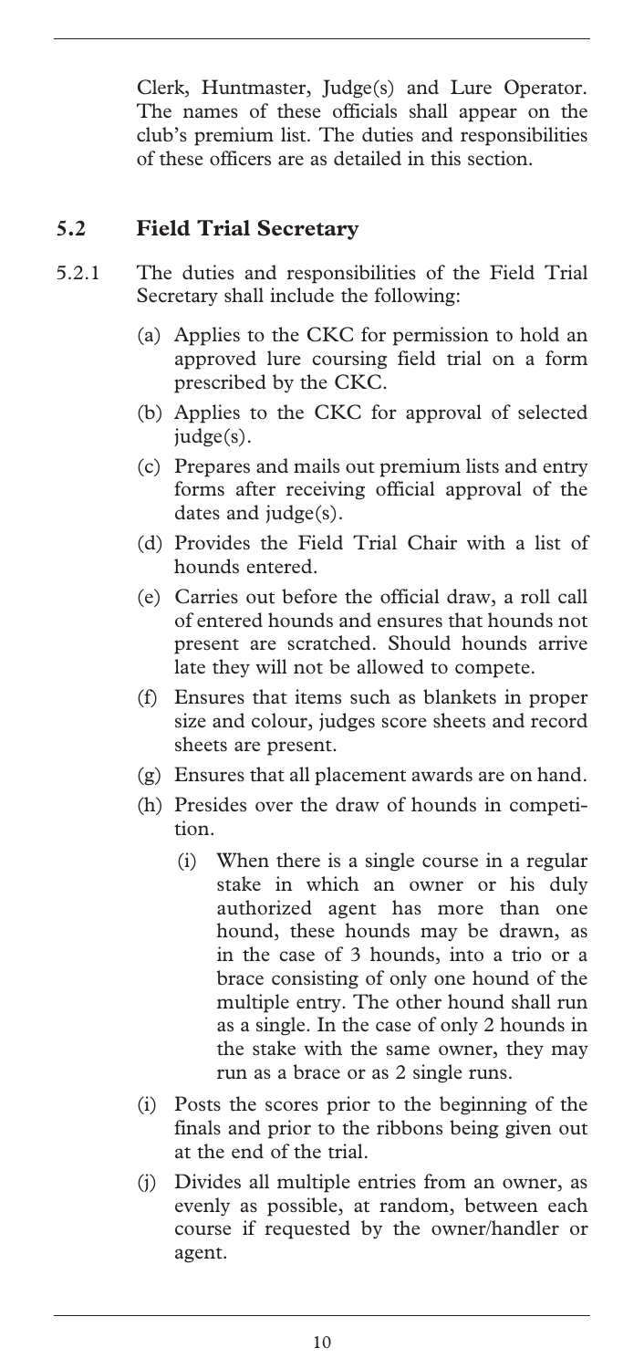Clerk, Huntmaster, Judge(s) and Lure Operator. The names of these officials shall appear on the club's premium list. The duties and responsibilities of these officers are as detailed in this section.

## 5.2 Field Trial Secretary

5.2.1 The duties and responsibilities of the Field Trial Secretary shall include the following:

(a) Applies to the CKC for permission to hold an approved lure coursing field trial on a form prescribed by the CKC.

(b) Applies to the CKC for approval of selected judge(s).

(c) Prepares and mails out premium lists and entry forms after receiving official approval of the dates and judge(s).

(d) Provides the Field Trial Chair with a list of hounds entered.

(e) Carries out before the official draw, a roll call of entered hounds and ensures that hounds not present are scratched. Should hounds arrive late they will not be allowed to compete.

(f) Ensures that items such as blankets in proper size and colour, judges score sheets and record sheets are present.

(g) Ensures that all placement awards are on hand.

(h) Presides over the draw of hounds in competition.

   (i) When there is a single course in a regular stake in which an owner or his duly authorized agent has more than one hound, these hounds may be drawn, as in the case of 3 hounds, into a trio or a brace consisting of only one hound of the multiple entry. The other hound shall run as a single. In the case of only 2 hounds in the stake with the same owner, they may run as a brace or as 2 single runs.

(i) Posts the scores prior to the beginning of the finals and prior to the ribbons being given out at the end of the trial.

(j) Divides all multiple entries from an owner, as evenly as possible, at random, between each course if requested by the owner/handler or agent.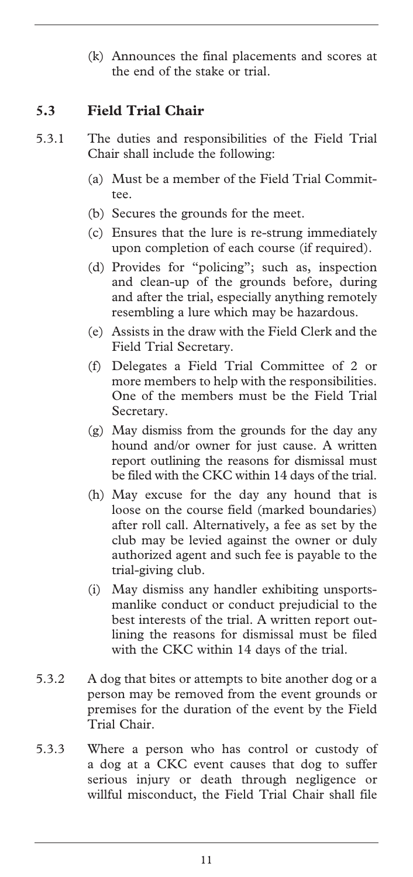(k) Announces the final placements and scores at the end of the stake or trial.

## 5.3 Field Trial Chair

5.3.1 The duties and responsibilities of the Field Trial Chair shall include the following:

(a) Must be a member of the Field Trial Committee.

(b) Secures the grounds for the meet.

(c) Ensures that the lure is re-strung immediately upon completion of each course (if required).

(d) Provides for "policing"; such as, inspection and clean-up of the grounds before, during and after the trial, especially anything remotely resembling a lure which may be hazardous.

(e) Assists in the draw with the Field Clerk and the Field Trial Secretary.

(f) Delegates a Field Trial Committee of 2 or more members to help with the responsibilities. One of the members must be the Field Trial Secretary.

(g) May dismiss from the grounds for the day any hound and/or owner for just cause. A written report outlining the reasons for dismissal must be filed with the CKC within 14 days of the trial.

(h) May excuse for the day any hound that is loose on the course field (marked boundaries) after roll call. Alternatively, a fee as set by the club may be levied against the owner or duly authorized agent and such fee is payable to the trial-giving club.

(i) May dismiss any handler exhibiting unsportsmanlike conduct or conduct prejudicial to the best interests of the trial. A written report outlining the reasons for dismissal must be filed with the CKC within 14 days of the trial.

5.3.2 A dog that bites or attempts to bite another dog or a person may be removed from the event grounds or premises for the duration of the event by the Field Trial Chair.

5.3.3 Where a person who has control or custody of a dog at a CKC event causes that dog to suffer serious injury or death through negligence or willful misconduct, the Field Trial Chair shall file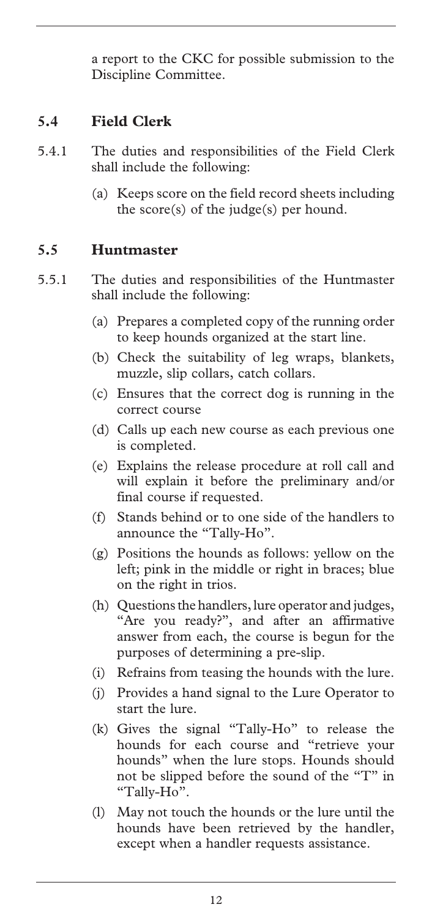a report to the CKC for possible submission to the Discipline Committee.

## 5.4 Field Clerk

5.4.1 The duties and responsibilities of the Field Clerk shall include the following:

(a) Keeps score on the field record sheets including the score(s) of the judge(s) per hound.

## 5.5 Huntmaster

5.5.1 The duties and responsibilities of the Huntmaster shall include the following:

(a) Prepares a completed copy of the running order to keep hounds organized at the start line.

(b) Check the suitability of leg wraps, blankets, muzzle, slip collars, catch collars.

(c) Ensures that the correct dog is running in the correct course

(d) Calls up each new course as each previous one is completed.

(e) Explains the release procedure at roll call and will explain it before the preliminary and/or final course if requested.

(f) Stands behind or to one side of the handlers to announce the "Tally-Ho".

(g) Positions the hounds as follows: yellow on the left; pink in the middle or right in braces; blue on the right in trios.

(h) Questions the handlers, lure operator and judges, "Are you ready?", and after an affirmative answer from each, the course is begun for the purposes of determining a pre-slip.

(i) Refrains from teasing the hounds with the lure.

(j) Provides a hand signal to the Lure Operator to start the lure.

(k) Gives the signal "Tally-Ho" to release the hounds for each course and "retrieve your hounds" when the lure stops. Hounds should not be slipped before the sound of the "T" in "Tally-Ho".

(l) May not touch the hounds or the lure until the hounds have been retrieved by the handler, except when a handler requests assistance.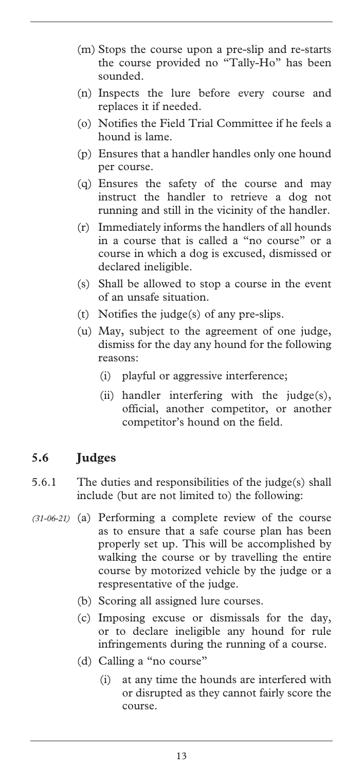(m) Stops the course upon a pre-slip and re-starts the course provided no "Tally-Ho" has been sounded.

(n) Inspects the lure before every course and replaces it if needed.

(o) Notifies the Field Trial Committee if he feels a hound is lame.

(p) Ensures that a handler handles only one hound per course.

(q) Ensures the safety of the course and may instruct the handler to retrieve a dog not running and still in the vicinity of the handler.

(r) Immediately informs the handlers of all hounds in a course that is called a "no course" or a course in which a dog is excused, dismissed or declared ineligible.

(s) Shall be allowed to stop a course in the event of an unsafe situation.

(t) Notifies the judge(s) of any pre-slips.

(u) May, subject to the agreement of one judge, dismiss for the day any hound for the following reasons:

   (i) playful or aggressive interference;

   (ii) handler interfering with the judge(s), official, another competitor, or another competitor's hound on the field.

## 5.6 Judges

5.6.1 The duties and responsibilities of the judge(s) shall include (but are not limited to) the following:

*(31-06-21)* (a) Performing a complete review of the course as to ensure that a safe course plan has been properly set up. This will be accomplished by walking the course or by travelling the entire course by motorized vehicle by the judge or a respresentative of the judge.

(b) Scoring all assigned lure courses.

(c) Imposing excuse or dismissals for the day, or to declare ineligible any hound for rule infringements during the running of a course.

(d) Calling a "no course"

   (i) at any time the hounds are interfered with or disrupted as they cannot fairly score the course.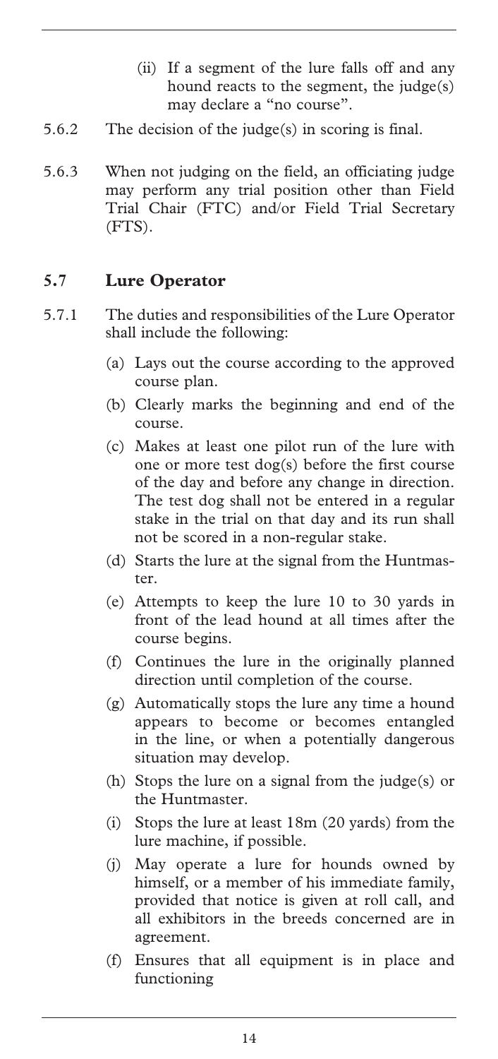(ii) If a segment of the lure falls off and any hound reacts to the segment, the judge(s) may declare a "no course".

5.6.2 The decision of the judge(s) in scoring is final.

5.6.3 When not judging on the field, an officiating judge may perform any trial position other than Field Trial Chair (FTC) and/or Field Trial Secretary (FTS).

## 5.7 Lure Operator

5.7.1 The duties and responsibilities of the Lure Operator shall include the following:

(a) Lays out the course according to the approved course plan.

(b) Clearly marks the beginning and end of the course.

(c) Makes at least one pilot run of the lure with one or more test dog(s) before the first course of the day and before any change in direction. The test dog shall not be entered in a regular stake in the trial on that day and its run shall not be scored in a non-regular stake.

(d) Starts the lure at the signal from the Huntmaster.

(e) Attempts to keep the lure 10 to 30 yards in front of the lead hound at all times after the course begins.

(f) Continues the lure in the originally planned direction until completion of the course.

(g) Automatically stops the lure any time a hound appears to become or becomes entangled in the line, or when a potentially dangerous situation may develop.

(h) Stops the lure on a signal from the judge(s) or the Huntmaster.

(i) Stops the lure at least 18m (20 yards) from the lure machine, if possible.

(j) May operate a lure for hounds owned by himself, or a member of his immediate family, provided that notice is given at roll call, and all exhibitors in the breeds concerned are in agreement.

(f) Ensures that all equipment is in place and functioning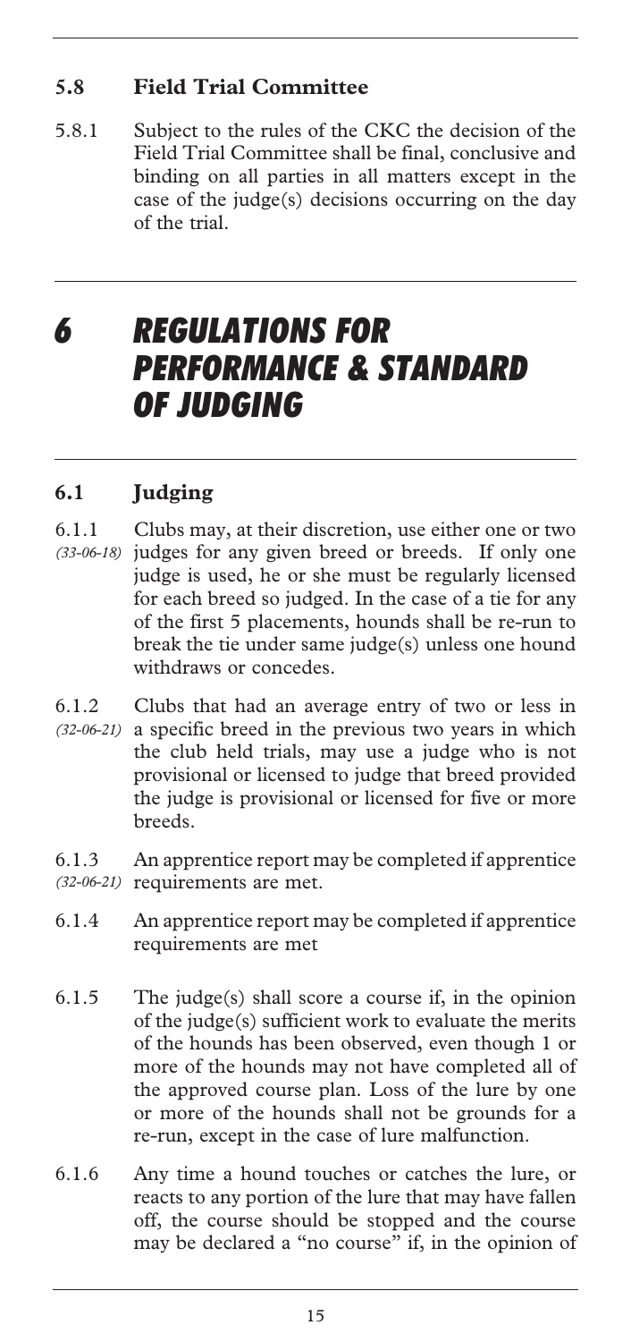### 5.8 Field Trial Committee

5.8.1 Subject to the rules of the CKC the decision of the Field Trial Committee shall be final, conclusive and binding on all parties in all matters except in the case of the judge(s) decisions occurring on the day of the trial.

# 6 REGULATIONS FOR PERFORMANCE & STANDARD OF JUDGING

### 6.1 Judging

6.1.1 *(33-06-18)* Clubs may, at their discretion, use either one or two judges for any given breed or breeds. If only one judge is used, he or she must be regularly licensed for each breed so judged. In the case of a tie for any of the first 5 placements, hounds shall be re-run to break the tie under same judge(s) unless one hound withdraws or concedes.

6.1.2 *(32-06-21)* Clubs that had an average entry of two or less in a specific breed in the previous two years in which the club held trials, may use a judge who is not provisional or licensed to judge that breed provided the judge is provisional or licensed for five or more breeds.

6.1.3 *(32-06-21)* An apprentice report may be completed if apprentice requirements are met.

6.1.4 An apprentice report may be completed if apprentice requirements are met

6.1.5 The judge(s) shall score a course if, in the opinion of the judge(s) sufficient work to evaluate the merits of the hounds has been observed, even though 1 or more of the hounds may not have completed all of the approved course plan. Loss of the lure by one or more of the hounds shall not be grounds for a re-run, except in the case of lure malfunction.

6.1.6 Any time a hound touches or catches the lure, or reacts to any portion of the lure that may have fallen off, the course should be stopped and the course may be declared a "no course" if, in the opinion of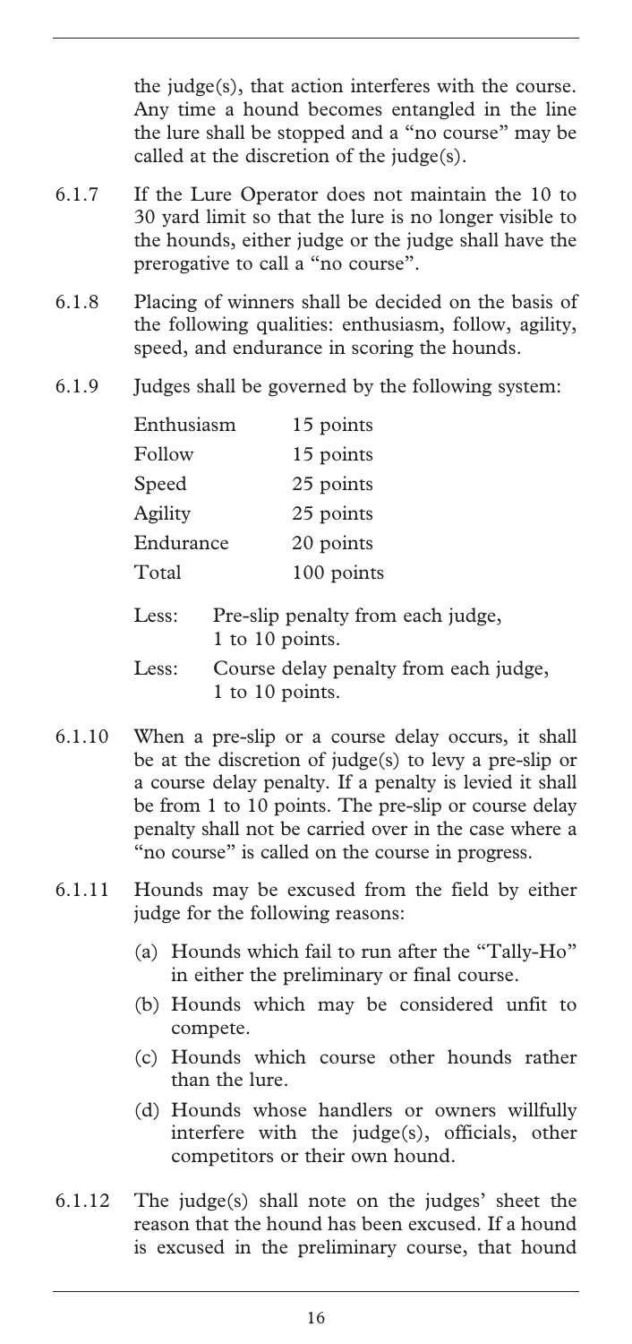the judge(s), that action interferes with the course. Any time a hound becomes entangled in the line the lure shall be stopped and a "no course" may be called at the discretion of the judge(s).

6.1.7 If the Lure Operator does not maintain the 10 to 30 yard limit so that the lure is no longer visible to the hounds, either judge or the judge shall have the prerogative to call a "no course".

6.1.8 Placing of winners shall be decided on the basis of the following qualities: enthusiasm, follow, agility, speed, and endurance in scoring the hounds.

6.1.9 Judges shall be governed by the following system:

| | |
|---|---|
| Enthusiasm | 15 points |
| Follow | 15 points |
| Speed | 25 points |
| Agility | 25 points |
| Endurance | 20 points |
| Total | 100 points |

Less: Pre-slip penalty from each judge, 1 to 10 points.

Less: Course delay penalty from each judge, 1 to 10 points.

6.1.10 When a pre-slip or a course delay occurs, it shall be at the discretion of judge(s) to levy a pre-slip or a course delay penalty. If a penalty is levied it shall be from 1 to 10 points. The pre-slip or course delay penalty shall not be carried over in the case where a "no course" is called on the course in progress.

6.1.11 Hounds may be excused from the field by either judge for the following reasons:

(a) Hounds which fail to run after the "Tally-Ho" in either the preliminary or final course.

(b) Hounds which may be considered unfit to compete.

(c) Hounds which course other hounds rather than the lure.

(d) Hounds whose handlers or owners willfully interfere with the judge(s), officials, other competitors or their own hound.

6.1.12 The judge(s) shall note on the judges' sheet the reason that the hound has been excused. If a hound is excused in the preliminary course, that hound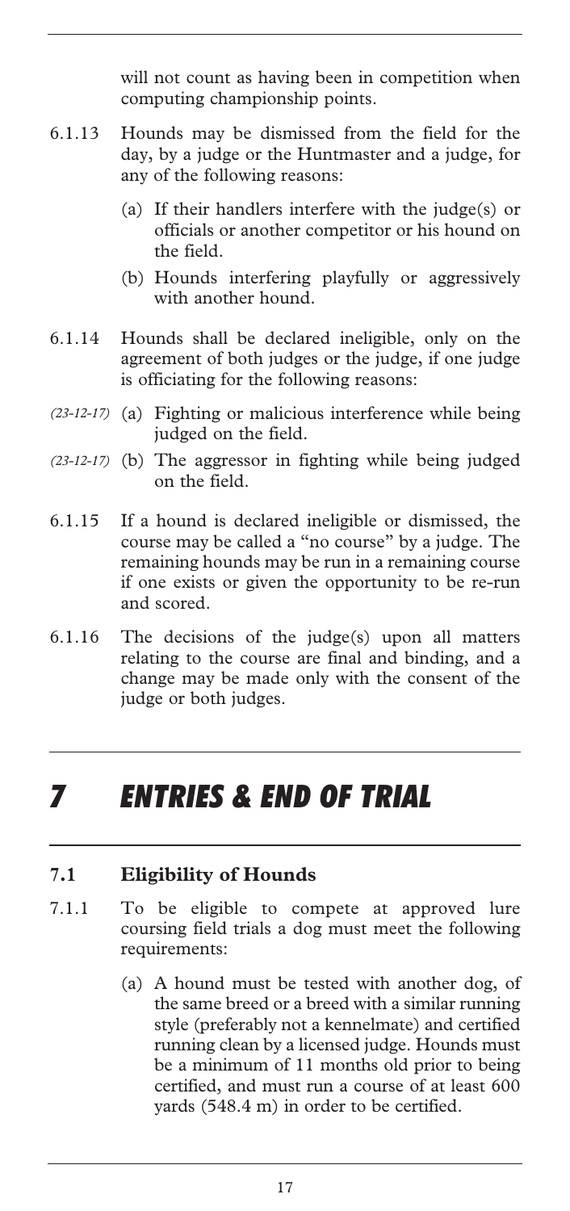will not count as having been in competition when computing championship points.

6.1.13 Hounds may be dismissed from the field for the day, by a judge or the Huntmaster and a judge, for any of the following reasons:

(a) If their handlers interfere with the judge(s) or officials or another competitor or his hound on the field.

(b) Hounds interfering playfully or aggressively with another hound.

6.1.14 Hounds shall be declared ineligible, only on the agreement of both judges or the judge, if one judge is officiating for the following reasons:

*(23-12-17)* (a) Fighting or malicious interference while being judged on the field.

*(23-12-17)* (b) The aggressor in fighting while being judged on the field.

6.1.15 If a hound is declared ineligible or dismissed, the course may be called a "no course" by a judge. The remaining hounds may be run in a remaining course if one exists or given the opportunity to be re-run and scored.

6.1.16 The decisions of the judge(s) upon all matters relating to the course are final and binding, and a change may be made only with the consent of the judge or both judges.

# *7 ENTRIES & END OF TRIAL*

## **7.1 Eligibility of Hounds**

7.1.1 To be eligible to compete at approved lure coursing field trials a dog must meet the following requirements:

(a) A hound must be tested with another dog, of the same breed or a breed with a similar running style (preferably not a kennelmate) and certified running clean by a licensed judge. Hounds must be a minimum of 11 months old prior to being certified, and must run a course of at least 600 yards (548.4 m) in order to be certified.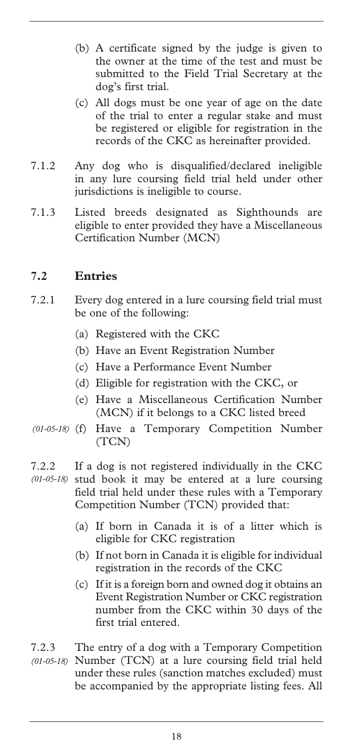(b) A certificate signed by the judge is given to the owner at the time of the test and must be submitted to the Field Trial Secretary at the dog's first trial.

(c) All dogs must be one year of age on the date of the trial to enter a regular stake and must be registered or eligible for registration in the records of the CKC as hereinafter provided.

7.1.2 Any dog who is disqualified/declared ineligible in any lure coursing field trial held under other jurisdictions is ineligible to course.

7.1.3 Listed breeds designated as Sighthounds are eligible to enter provided they have a Miscellaneous Certification Number (MCN)

## 7.2 Entries

7.2.1 Every dog entered in a lure coursing field trial must be one of the following:

(a) Registered with the CKC

(b) Have an Event Registration Number

(c) Have a Performance Event Number

(d) Eligible for registration with the CKC, or

(e) Have a Miscellaneous Certification Number (MCN) if it belongs to a CKC listed breed

*(01-05-18)* (f) Have a Temporary Competition Number (TCN)

7.2.2 *(01-05-18)* If a dog is not registered individually in the CKC stud book it may be entered at a lure coursing field trial held under these rules with a Temporary Competition Number (TCN) provided that:

(a) If born in Canada it is of a litter which is eligible for CKC registration

(b) If not born in Canada it is eligible for individual registration in the records of the CKC

(c) If it is a foreign born and owned dog it obtains an Event Registration Number or CKC registration number from the CKC within 30 days of the first trial entered.

7.2.3 *(01-05-18)* The entry of a dog with a Temporary Competition Number (TCN) at a lure coursing field trial held under these rules (sanction matches excluded) must be accompanied by the appropriate listing fees. All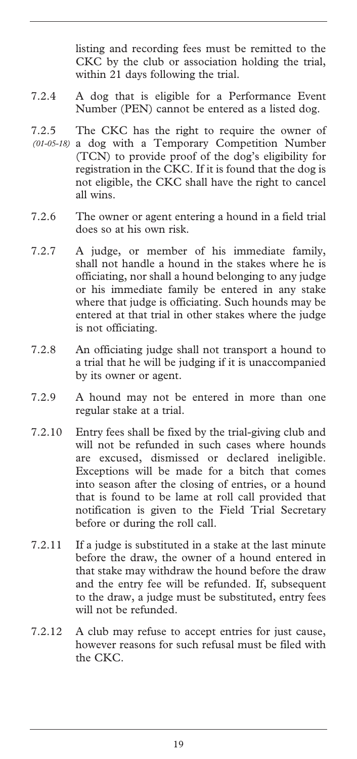listing and recording fees must be remitted to the CKC by the club or association holding the trial, within 21 days following the trial.

7.2.4 A dog that is eligible for a Performance Event Number (PEN) cannot be entered as a listed dog.

7.2.5 *(01-05-18)* The CKC has the right to require the owner of a dog with a Temporary Competition Number (TCN) to provide proof of the dog's eligibility for registration in the CKC. If it is found that the dog is not eligible, the CKC shall have the right to cancel all wins.

7.2.6 The owner or agent entering a hound in a field trial does so at his own risk.

7.2.7 A judge, or member of his immediate family, shall not handle a hound in the stakes where he is officiating, nor shall a hound belonging to any judge or his immediate family be entered in any stake where that judge is officiating. Such hounds may be entered at that trial in other stakes where the judge is not officiating.

7.2.8 An officiating judge shall not transport a hound to a trial that he will be judging if it is unaccompanied by its owner or agent.

7.2.9 A hound may not be entered in more than one regular stake at a trial.

7.2.10 Entry fees shall be fixed by the trial-giving club and will not be refunded in such cases where hounds are excused, dismissed or declared ineligible. Exceptions will be made for a bitch that comes into season after the closing of entries, or a hound that is found to be lame at roll call provided that notification is given to the Field Trial Secretary before or during the roll call.

7.2.11 If a judge is substituted in a stake at the last minute before the draw, the owner of a hound entered in that stake may withdraw the hound before the draw and the entry fee will be refunded. If, subsequent to the draw, a judge must be substituted, entry fees will not be refunded.

7.2.12 A club may refuse to accept entries for just cause, however reasons for such refusal must be filed with the CKC.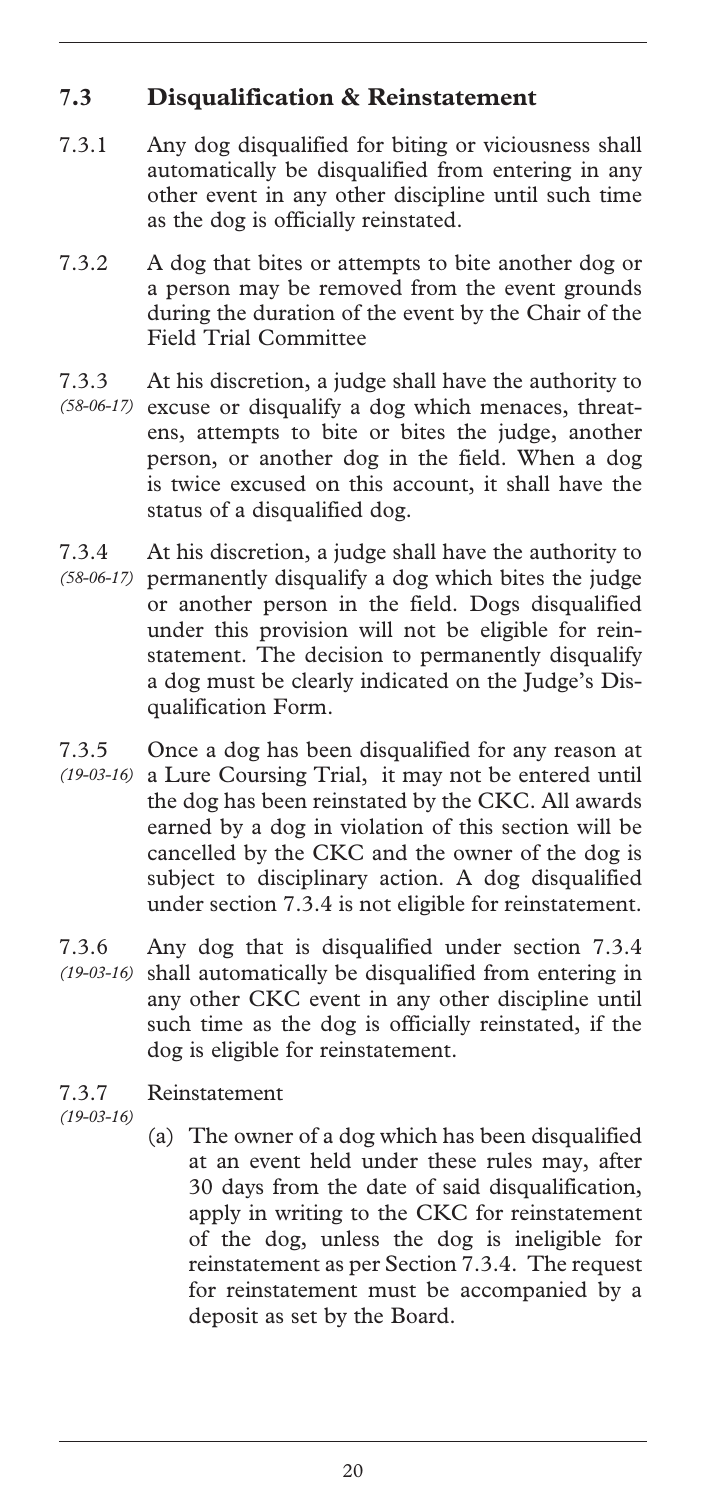## 7.3 Disqualification & Reinstatement

7.3.1 Any dog disqualified for biting or viciousness shall automatically be disqualified from entering in any other event in any other discipline until such time as the dog is officially reinstated.

7.3.2 A dog that bites or attempts to bite another dog or a person may be removed from the event grounds during the duration of the event by the Chair of the Field Trial Committee

7.3.3 *(58-06-17)* At his discretion, a judge shall have the authority to excuse or disqualify a dog which menaces, threatens, attempts to bite or bites the judge, another person, or another dog in the field. When a dog is twice excused on this account, it shall have the status of a disqualified dog.

7.3.4 *(58-06-17)* At his discretion, a judge shall have the authority to permanently disqualify a dog which bites the judge or another person in the field. Dogs disqualified under this provision will not be eligible for reinstatement. The decision to permanently disqualify a dog must be clearly indicated on the Judge's Disqualification Form.

7.3.5 *(19-03-16)* Once a dog has been disqualified for any reason at a Lure Coursing Trial, it may not be entered until the dog has been reinstated by the CKC. All awards earned by a dog in violation of this section will be cancelled by the CKC and the owner of the dog is subject to disciplinary action. A dog disqualified under section 7.3.4 is not eligible for reinstatement.

7.3.6 *(19-03-16)* Any dog that is disqualified under section 7.3.4 shall automatically be disqualified from entering in any other CKC event in any other discipline until such time as the dog is officially reinstated, if the dog is eligible for reinstatement.

7.3.7 *(19-03-16)* Reinstatement

(a) The owner of a dog which has been disqualified at an event held under these rules may, after 30 days from the date of said disqualification, apply in writing to the CKC for reinstatement of the dog, unless the dog is ineligible for reinstatement as per Section 7.3.4. The request for reinstatement must be accompanied by a deposit as set by the Board.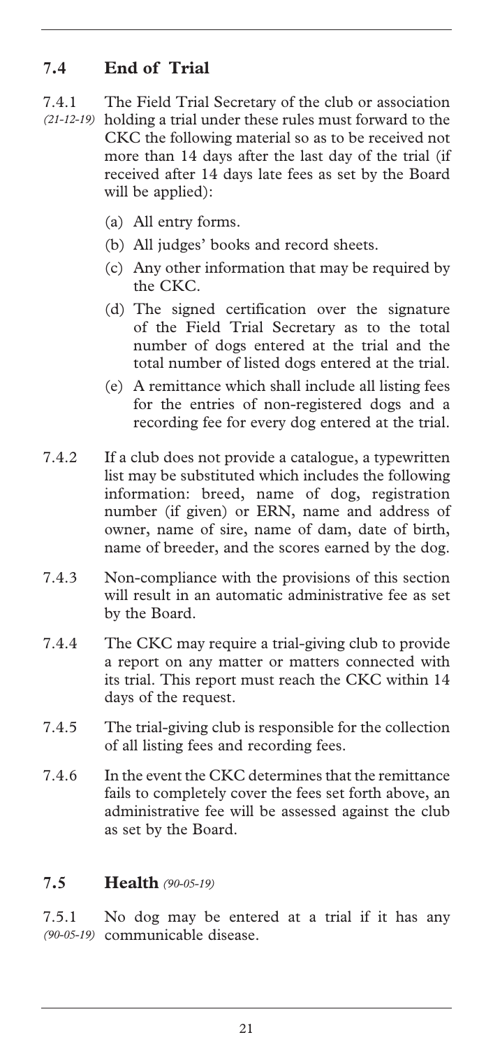## 7.4 End of Trial

7.4.1 *(21-12-19)* The Field Trial Secretary of the club or association holding a trial under these rules must forward to the CKC the following material so as to be received not more than 14 days after the last day of the trial (if received after 14 days late fees as set by the Board will be applied):

(a) All entry forms.

(b) All judges' books and record sheets.

(c) Any other information that may be required by the CKC.

(d) The signed certification over the signature of the Field Trial Secretary as to the total number of dogs entered at the trial and the total number of listed dogs entered at the trial.

(e) A remittance which shall include all listing fees for the entries of non-registered dogs and a recording fee for every dog entered at the trial.

7.4.2 If a club does not provide a catalogue, a typewritten list may be substituted which includes the following information: breed, name of dog, registration number (if given) or ERN, name and address of owner, name of sire, name of dam, date of birth, name of breeder, and the scores earned by the dog.

7.4.3 Non-compliance with the provisions of this section will result in an automatic administrative fee as set by the Board.

7.4.4 The CKC may require a trial-giving club to provide a report on any matter or matters connected with its trial. This report must reach the CKC within 14 days of the request.

7.4.5 The trial-giving club is responsible for the collection of all listing fees and recording fees.

7.4.6 In the event the CKC determines that the remittance fails to completely cover the fees set forth above, an administrative fee will be assessed against the club as set by the Board.

## 7.5 Health *(90-05-19)*

7.5.1 *(90-05-19)* No dog may be entered at a trial if it has any communicable disease.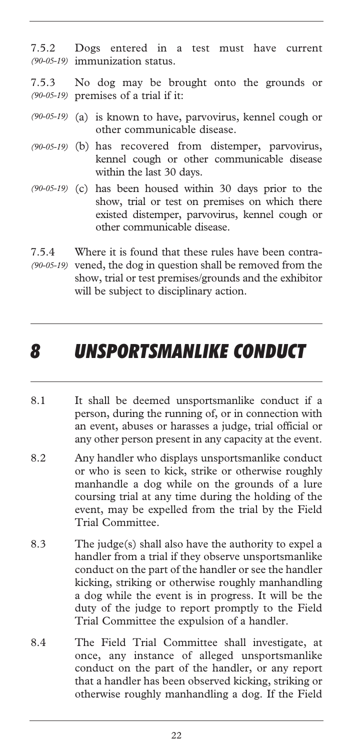7.5.2 *(90-05-19)* Dogs entered in a test must have current immunization status.

7.5.3 *(90-05-19)* No dog may be brought onto the grounds or premises of a trial if it:

*(90-05-19)* (a) is known to have, parvovirus, kennel cough or other communicable disease.

*(90-05-19)* (b) has recovered from distemper, parvovirus, kennel cough or other communicable disease within the last 30 days.

*(90-05-19)* (c) has been housed within 30 days prior to the show, trial or test on premises on which there existed distemper, parvovirus, kennel cough or other communicable disease.

7.5.4 *(90-05-19)* Where it is found that these rules have been contravened, the dog in question shall be removed from the show, trial or test premises/grounds and the exhibitor will be subject to disciplinary action.

# *8 UNSPORTSMANLIKE CONDUCT*

8.1 It shall be deemed unsportsmanlike conduct if a person, during the running of, or in connection with an event, abuses or harasses a judge, trial official or any other person present in any capacity at the event.

8.2 Any handler who displays unsportsmanlike conduct or who is seen to kick, strike or otherwise roughly manhandle a dog while on the grounds of a lure coursing trial at any time during the holding of the event, may be expelled from the trial by the Field Trial Committee.

8.3 The judge(s) shall also have the authority to expel a handler from a trial if they observe unsportsmanlike conduct on the part of the handler or see the handler kicking, striking or otherwise roughly manhandling a dog while the event is in progress. It will be the duty of the judge to report promptly to the Field Trial Committee the expulsion of a handler.

8.4 The Field Trial Committee shall investigate, at once, any instance of alleged unsportsmanlike conduct on the part of the handler, or any report that a handler has been observed kicking, striking or otherwise roughly manhandling a dog. If the Field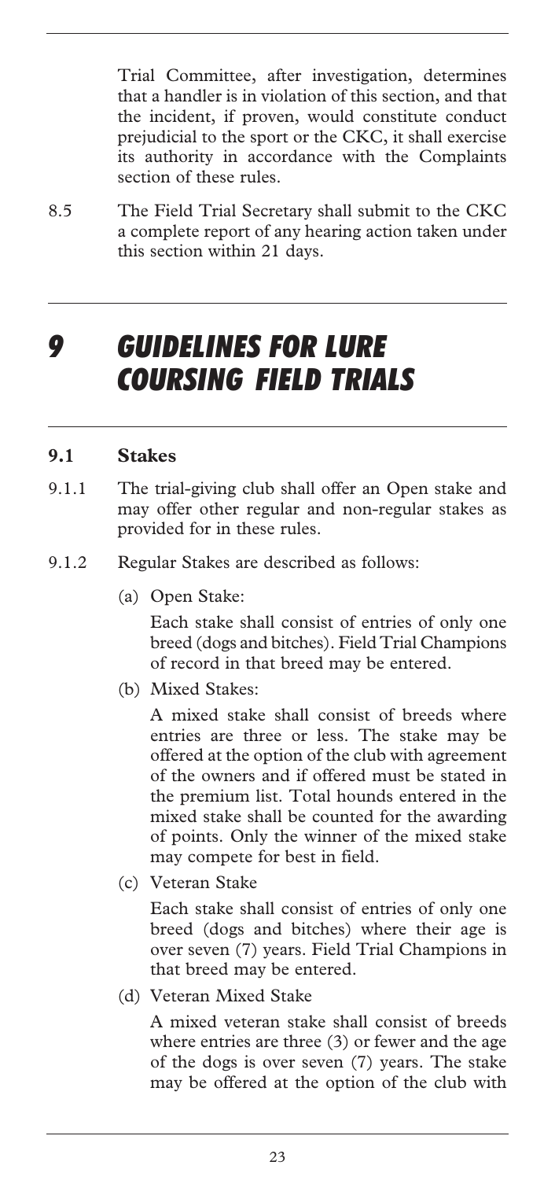Trial Committee, after investigation, determines that a handler is in violation of this section, and that the incident, if proven, would constitute conduct prejudicial to the sport or the CKC, it shall exercise its authority in accordance with the Complaints section of these rules.

8.5 The Field Trial Secretary shall submit to the CKC a complete report of any hearing action taken under this section within 21 days.

# *9 GUIDELINES FOR LURE COURSING FIELD TRIALS*

### 9.1 Stakes

9.1.1 The trial-giving club shall offer an Open stake and may offer other regular and non-regular stakes as provided for in these rules.

9.1.2 Regular Stakes are described as follows:

(a) Open Stake:

Each stake shall consist of entries of only one breed (dogs and bitches). Field Trial Champions of record in that breed may be entered.

(b) Mixed Stakes:

A mixed stake shall consist of breeds where entries are three or less. The stake may be offered at the option of the club with agreement of the owners and if offered must be stated in the premium list. Total hounds entered in the mixed stake shall be counted for the awarding of points. Only the winner of the mixed stake may compete for best in field.

(c) Veteran Stake

Each stake shall consist of entries of only one breed (dogs and bitches) where their age is over seven (7) years. Field Trial Champions in that breed may be entered.

(d) Veteran Mixed Stake

A mixed veteran stake shall consist of breeds where entries are three (3) or fewer and the age of the dogs is over seven (7) years. The stake may be offered at the option of the club with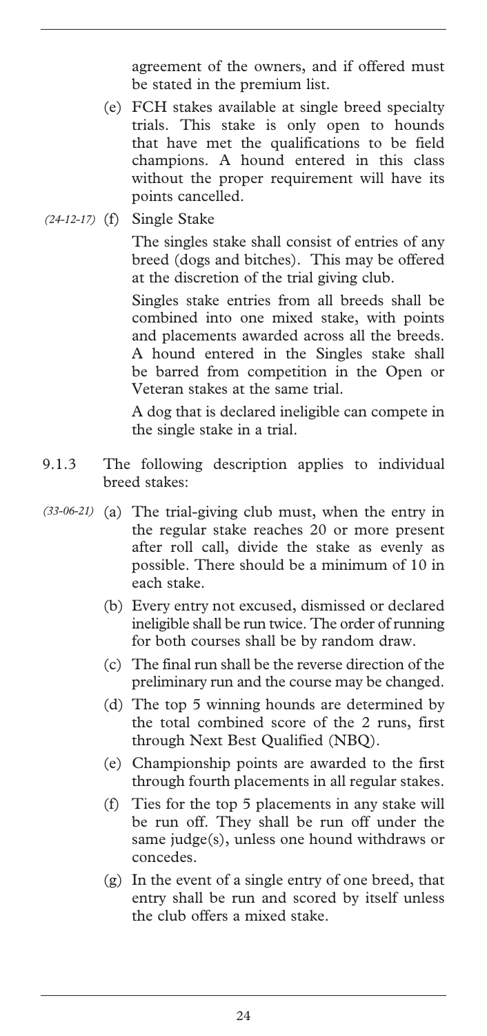agreement of the owners, and if offered must be stated in the premium list.

(e) FCH stakes available at single breed specialty trials. This stake is only open to hounds that have met the qualifications to be field champions. A hound entered in this class without the proper requirement will have its points cancelled.

*(24-12-17)* (f) Single Stake

The singles stake shall consist of entries of any breed (dogs and bitches). This may be offered at the discretion of the trial giving club.

Singles stake entries from all breeds shall be combined into one mixed stake, with points and placements awarded across all the breeds. A hound entered in the Singles stake shall be barred from competition in the Open or Veteran stakes at the same trial.

A dog that is declared ineligible can compete in the single stake in a trial.

9.1.3 The following description applies to individual breed stakes:

*(33-06-21)* (a) The trial-giving club must, when the entry in the regular stake reaches 20 or more present after roll call, divide the stake as evenly as possible. There should be a minimum of 10 in each stake.

(b) Every entry not excused, dismissed or declared ineligible shall be run twice. The order of running for both courses shall be by random draw.

(c) The final run shall be the reverse direction of the preliminary run and the course may be changed.

(d) The top 5 winning hounds are determined by the total combined score of the 2 runs, first through Next Best Qualified (NBQ).

(e) Championship points are awarded to the first through fourth placements in all regular stakes.

(f) Ties for the top 5 placements in any stake will be run off. They shall be run off under the same judge(s), unless one hound withdraws or concedes.

(g) In the event of a single entry of one breed, that entry shall be run and scored by itself unless the club offers a mixed stake.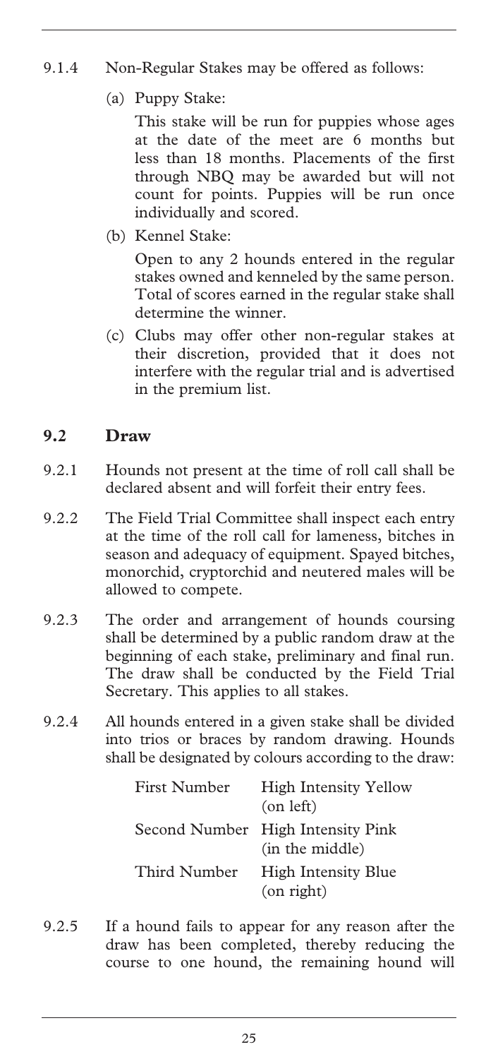9.1.4 Non-Regular Stakes may be offered as follows:

(a) Puppy Stake:

This stake will be run for puppies whose ages at the date of the meet are 6 months but less than 18 months. Placements of the first through NBQ may be awarded but will not count for points. Puppies will be run once individually and scored.

(b) Kennel Stake:

Open to any 2 hounds entered in the regular stakes owned and kenneled by the same person. Total of scores earned in the regular stake shall determine the winner.

(c) Clubs may offer other non-regular stakes at their discretion, provided that it does not interfere with the regular trial and is advertised in the premium list.

## 9.2 Draw

9.2.1 Hounds not present at the time of roll call shall be declared absent and will forfeit their entry fees.

9.2.2 The Field Trial Committee shall inspect each entry at the time of the roll call for lameness, bitches in season and adequacy of equipment. Spayed bitches, monorchid, cryptorchid and neutered males will be allowed to compete.

9.2.3 The order and arrangement of hounds coursing shall be determined by a public random draw at the beginning of each stake, preliminary and final run. The draw shall be conducted by the Field Trial Secretary. This applies to all stakes.

9.2.4 All hounds entered in a given stake shall be divided into trios or braces by random drawing. Hounds shall be designated by colours according to the draw:

| | |
|---|---|
| First Number | High Intensity Yellow (on left) |
| Second Number | High Intensity Pink (in the middle) |
| Third Number | High Intensity Blue (on right) |

9.2.5 If a hound fails to appear for any reason after the draw has been completed, thereby reducing the course to one hound, the remaining hound will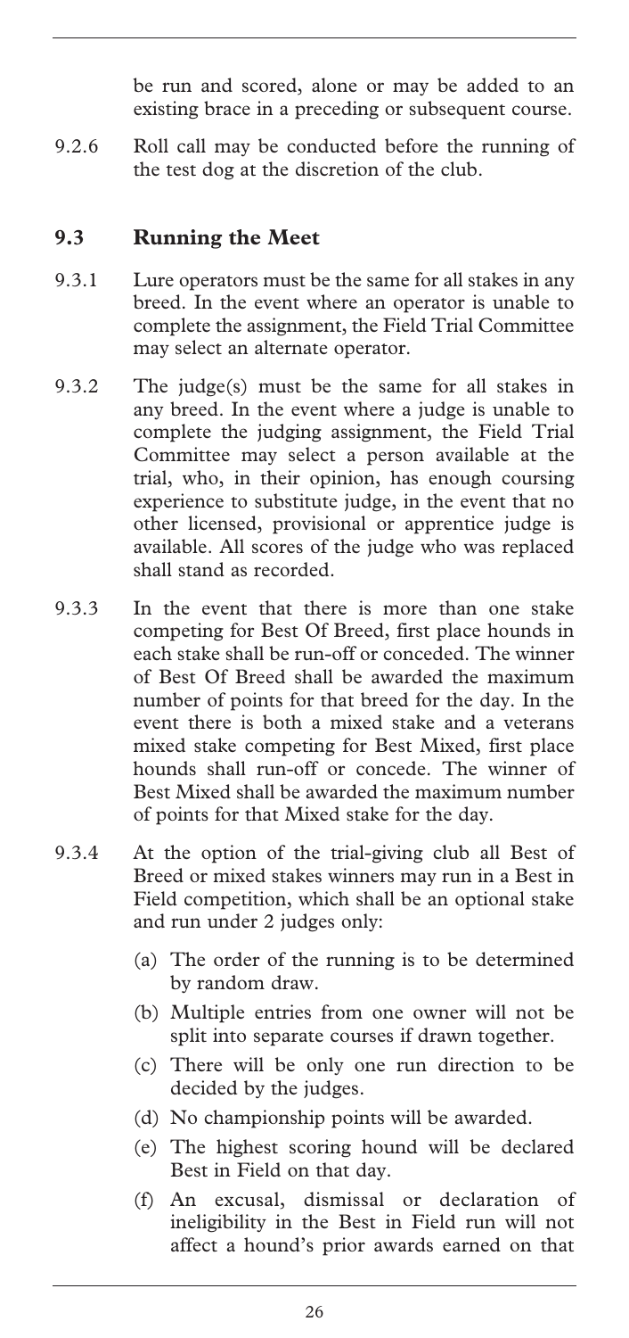be run and scored, alone or may be added to an existing brace in a preceding or subsequent course.

9.2.6 Roll call may be conducted before the running of the test dog at the discretion of the club.

## 9.3 Running the Meet

9.3.1 Lure operators must be the same for all stakes in any breed. In the event where an operator is unable to complete the assignment, the Field Trial Committee may select an alternate operator.

9.3.2 The judge(s) must be the same for all stakes in any breed. In the event where a judge is unable to complete the judging assignment, the Field Trial Committee may select a person available at the trial, who, in their opinion, has enough coursing experience to substitute judge, in the event that no other licensed, provisional or apprentice judge is available. All scores of the judge who was replaced shall stand as recorded.

9.3.3 In the event that there is more than one stake competing for Best Of Breed, first place hounds in each stake shall be run-off or conceded. The winner of Best Of Breed shall be awarded the maximum number of points for that breed for the day. In the event there is both a mixed stake and a veterans mixed stake competing for Best Mixed, first place hounds shall run-off or concede. The winner of Best Mixed shall be awarded the maximum number of points for that Mixed stake for the day.

9.3.4 At the option of the trial-giving club all Best of Breed or mixed stakes winners may run in a Best in Field competition, which shall be an optional stake and run under 2 judges only:

(a) The order of the running is to be determined by random draw.

(b) Multiple entries from one owner will not be split into separate courses if drawn together.

(c) There will be only one run direction to be decided by the judges.

(d) No championship points will be awarded.

(e) The highest scoring hound will be declared Best in Field on that day.

(f) An excusal, dismissal or declaration of ineligibility in the Best in Field run will not affect a hound's prior awards earned on that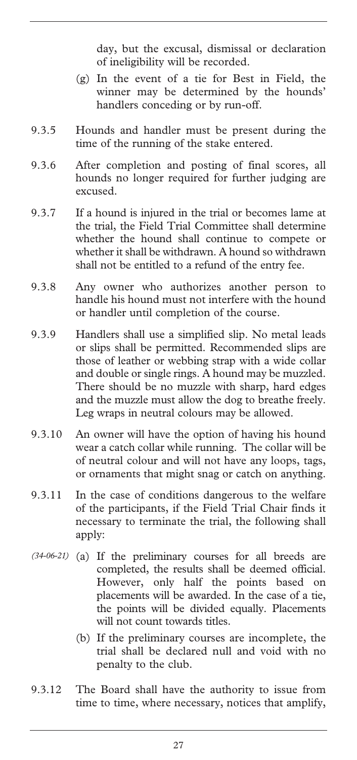day, but the excusal, dismissal or declaration of ineligibility will be recorded.

(g) In the event of a tie for Best in Field, the winner may be determined by the hounds' handlers conceding or by run-off.

9.3.5 Hounds and handler must be present during the time of the running of the stake entered.

9.3.6 After completion and posting of final scores, all hounds no longer required for further judging are excused.

9.3.7 If a hound is injured in the trial or becomes lame at the trial, the Field Trial Committee shall determine whether the hound shall continue to compete or whether it shall be withdrawn. A hound so withdrawn shall not be entitled to a refund of the entry fee.

9.3.8 Any owner who authorizes another person to handle his hound must not interfere with the hound or handler until completion of the course.

9.3.9 Handlers shall use a simplified slip. No metal leads or slips shall be permitted. Recommended slips are those of leather or webbing strap with a wide collar and double or single rings. A hound may be muzzled. There should be no muzzle with sharp, hard edges and the muzzle must allow the dog to breathe freely. Leg wraps in neutral colours may be allowed.

9.3.10 An owner will have the option of having his hound wear a catch collar while running. The collar will be of neutral colour and will not have any loops, tags, or ornaments that might snag or catch on anything.

9.3.11 In the case of conditions dangerous to the welfare of the participants, if the Field Trial Chair finds it necessary to terminate the trial, the following shall apply:

*(34-06-21)* (a) If the preliminary courses for all breeds are completed, the results shall be deemed official. However, only half the points based on placements will be awarded. In the case of a tie, the points will be divided equally. Placements will not count towards titles.

(b) If the preliminary courses are incomplete, the trial shall be declared null and void with no penalty to the club.

9.3.12 The Board shall have the authority to issue from time to time, where necessary, notices that amplify,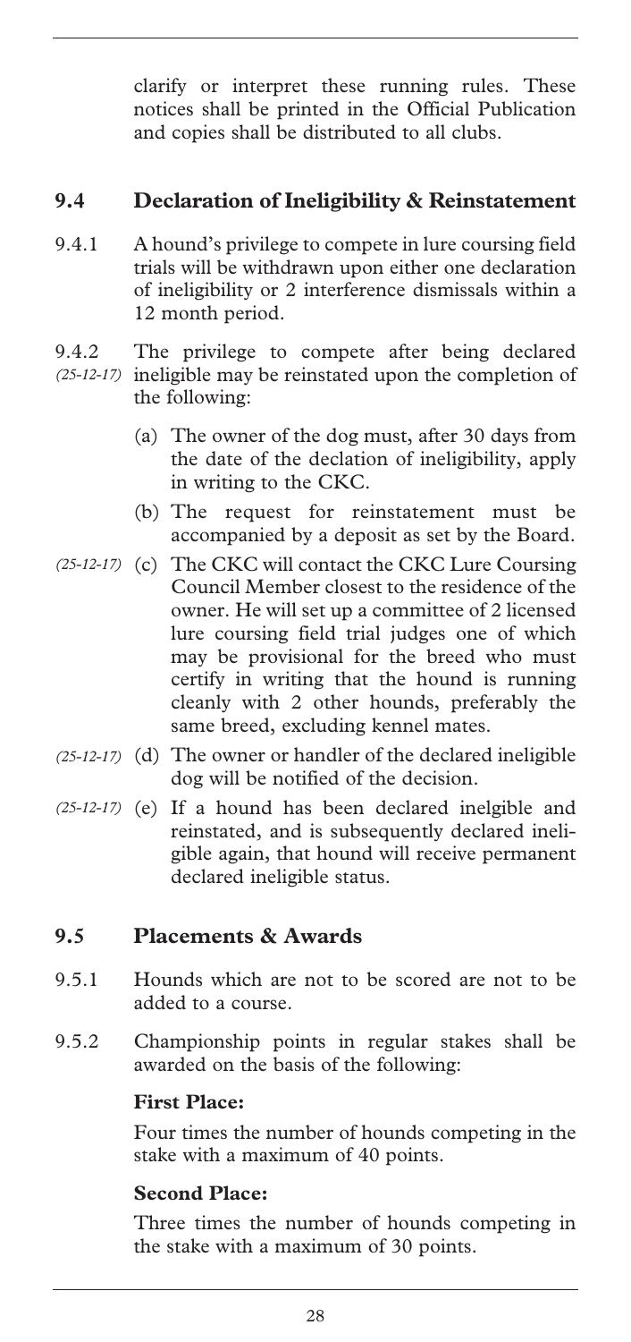clarify or interpret these running rules. These notices shall be printed in the Official Publication and copies shall be distributed to all clubs.

## 9.4 Declaration of Ineligibility & Reinstatement

9.4.1 A hound's privilege to compete in lure coursing field trials will be withdrawn upon either one declaration of ineligibility or 2 interference dismissals within a 12 month period.

9.4.2 *(25-12-17)* The privilege to compete after being declared ineligible may be reinstated upon the completion of the following:

(a) The owner of the dog must, after 30 days from the date of the declation of ineligibility, apply in writing to the CKC.

(b) The request for reinstatement must be accompanied by a deposit as set by the Board.

*(25-12-17)* (c) The CKC will contact the CKC Lure Coursing Council Member closest to the residence of the owner. He will set up a committee of 2 licensed lure coursing field trial judges one of which may be provisional for the breed who must certify in writing that the hound is running cleanly with 2 other hounds, preferably the same breed, excluding kennel mates.

*(25-12-17)* (d) The owner or handler of the declared ineligible dog will be notified of the decision.

*(25-12-17)* (e) If a hound has been declared inelgible and reinstated, and is subsequently declared ineligible again, that hound will receive permanent declared ineligible status.

## 9.5 Placements & Awards

9.5.1 Hounds which are not to be scored are not to be added to a course.

9.5.2 Championship points in regular stakes shall be awarded on the basis of the following:

**First Place:**

Four times the number of hounds competing in the stake with a maximum of 40 points.

**Second Place:**

Three times the number of hounds competing in the stake with a maximum of 30 points.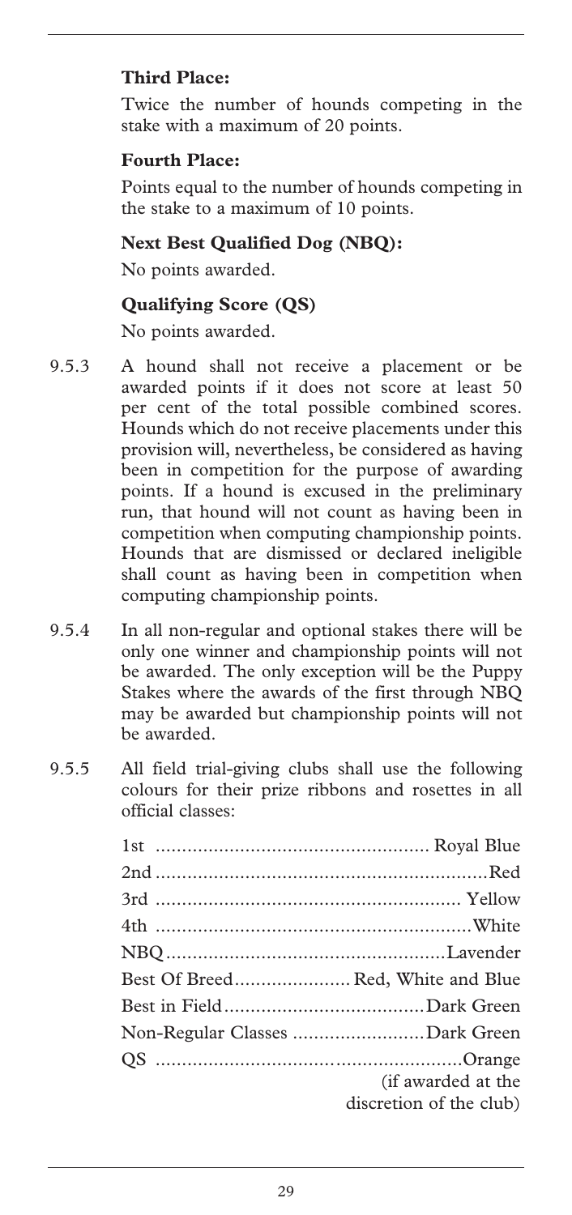**Third Place:**

Twice the number of hounds competing in the stake with a maximum of 20 points.

**Fourth Place:**

Points equal to the number of hounds competing in the stake to a maximum of 10 points.

**Next Best Qualified Dog (NBQ):**

No points awarded.

**Qualifying Score (QS)**

No points awarded.

9.5.3 A hound shall not receive a placement or be awarded points if it does not score at least 50 per cent of the total possible combined scores. Hounds which do not receive placements under this provision will, nevertheless, be considered as having been in competition for the purpose of awarding points. If a hound is excused in the preliminary run, that hound will not count as having been in competition when computing championship points. Hounds that are dismissed or declared ineligible shall count as having been in competition when computing championship points.

9.5.4 In all non-regular and optional stakes there will be only one winner and championship points will not be awarded. The only exception will be the Puppy Stakes where the awards of the first through NBQ may be awarded but championship points will not be awarded.

9.5.5 All field trial-giving clubs shall use the following colours for their prize ribbons and rosettes in all official classes:

| Award | Colour |
|---|---|
| 1st | Royal Blue |
| 2nd | Red |
| 3rd | Yellow |
| 4th | White |
| NBQ | Lavender |
| Best Of Breed | Red, White and Blue |
| Best in Field | Dark Green |
| Non-Regular Classes | Dark Green |
| QS | Orange (if awarded at the discretion of the club) |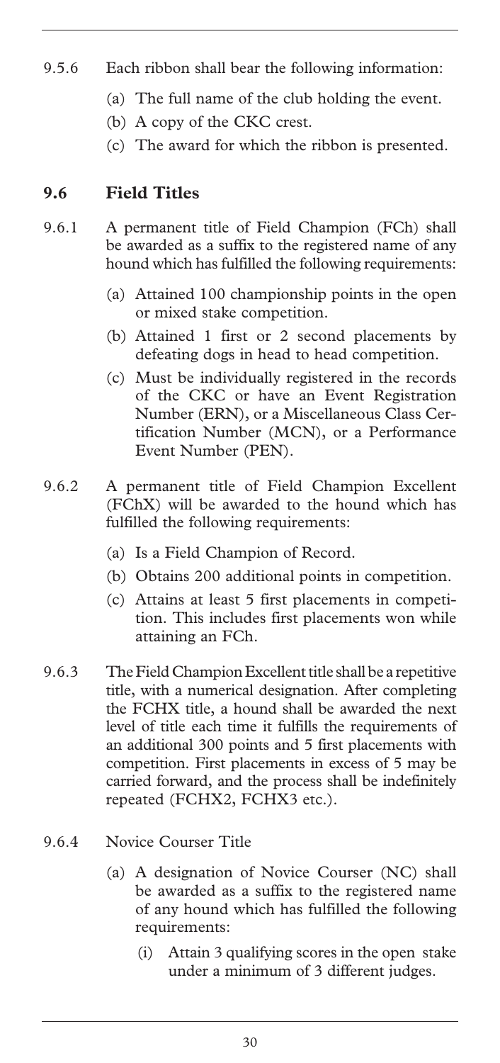9.5.6 Each ribbon shall bear the following information:

(a) The full name of the club holding the event.

(b) A copy of the CKC crest.

(c) The award for which the ribbon is presented.

## 9.6 Field Titles

9.6.1 A permanent title of Field Champion (FCh) shall be awarded as a suffix to the registered name of any hound which has fulfilled the following requirements:

(a) Attained 100 championship points in the open or mixed stake competition.

(b) Attained 1 first or 2 second placements by defeating dogs in head to head competition.

(c) Must be individually registered in the records of the CKC or have an Event Registration Number (ERN), or a Miscellaneous Class Certification Number (MCN), or a Performance Event Number (PEN).

9.6.2 A permanent title of Field Champion Excellent (FChX) will be awarded to the hound which has fulfilled the following requirements:

(a) Is a Field Champion of Record.

(b) Obtains 200 additional points in competition.

(c) Attains at least 5 first placements in competition. This includes first placements won while attaining an FCh.

9.6.3 The Field Champion Excellent title shall be a repetitive title, with a numerical designation. After completing the FCHX title, a hound shall be awarded the next level of title each time it fulfills the requirements of an additional 300 points and 5 first placements with competition. First placements in excess of 5 may be carried forward, and the process shall be indefinitely repeated (FCHX2, FCHX3 etc.).

9.6.4 Novice Courser Title

(a) A designation of Novice Courser (NC) shall be awarded as a suffix to the registered name of any hound which has fulfilled the following requirements:

(i) Attain 3 qualifying scores in the open stake under a minimum of 3 different judges.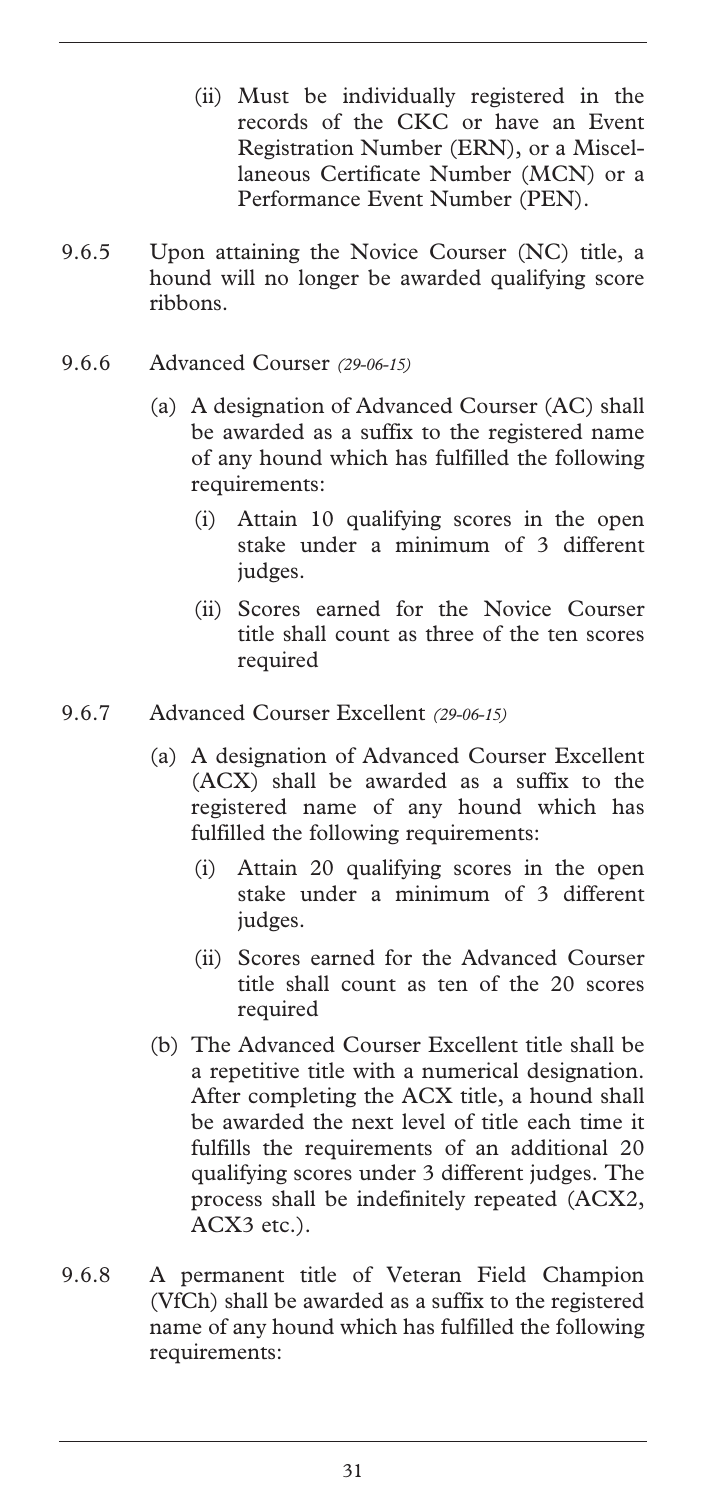(ii) Must be individually registered in the records of the CKC or have an Event Registration Number (ERN), or a Miscellaneous Certificate Number (MCN) or a Performance Event Number (PEN).

9.6.5 Upon attaining the Novice Courser (NC) title, a hound will no longer be awarded qualifying score ribbons.

9.6.6 Advanced Courser *(29-06-15)*

(a) A designation of Advanced Courser (AC) shall be awarded as a suffix to the registered name of any hound which has fulfilled the following requirements:

(i) Attain 10 qualifying scores in the open stake under a minimum of 3 different judges.

(ii) Scores earned for the Novice Courser title shall count as three of the ten scores required

9.6.7 Advanced Courser Excellent *(29-06-15)*

(a) A designation of Advanced Courser Excellent (ACX) shall be awarded as a suffix to the registered name of any hound which has fulfilled the following requirements:

(i) Attain 20 qualifying scores in the open stake under a minimum of 3 different judges.

(ii) Scores earned for the Advanced Courser title shall count as ten of the 20 scores required

(b) The Advanced Courser Excellent title shall be a repetitive title with a numerical designation. After completing the ACX title, a hound shall be awarded the next level of title each time it fulfills the requirements of an additional 20 qualifying scores under 3 different judges. The process shall be indefinitely repeated (ACX2, ACX3 etc.).

9.6.8 A permanent title of Veteran Field Champion (VfCh) shall be awarded as a suffix to the registered name of any hound which has fulfilled the following requirements: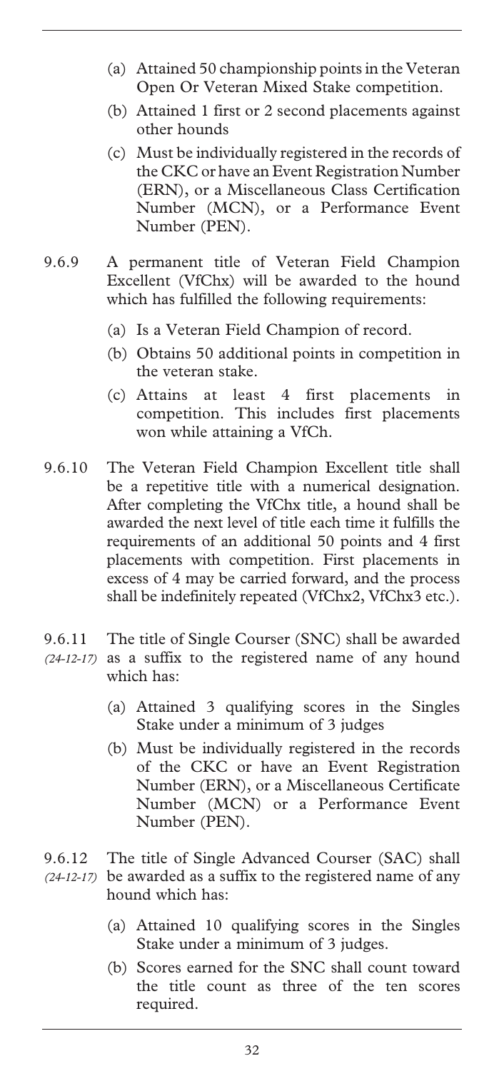(a) Attained 50 championship points in the Veteran Open Or Veteran Mixed Stake competition.

(b) Attained 1 first or 2 second placements against other hounds

(c) Must be individually registered in the records of the CKC or have an Event Registration Number (ERN), or a Miscellaneous Class Certification Number (MCN), or a Performance Event Number (PEN).

9.6.9 A permanent title of Veteran Field Champion Excellent (VfChx) will be awarded to the hound which has fulfilled the following requirements:

(a) Is a Veteran Field Champion of record.

(b) Obtains 50 additional points in competition in the veteran stake.

(c) Attains at least 4 first placements in competition. This includes first placements won while attaining a VfCh.

9.6.10 The Veteran Field Champion Excellent title shall be a repetitive title with a numerical designation. After completing the VfChx title, a hound shall be awarded the next level of title each time it fulfills the requirements of an additional 50 points and 4 first placements with competition. First placements in excess of 4 may be carried forward, and the process shall be indefinitely repeated (VfChx2, VfChx3 etc.).

9.6.11 *(24-12-17)* The title of Single Courser (SNC) shall be awarded as a suffix to the registered name of any hound which has:

(a) Attained 3 qualifying scores in the Singles Stake under a minimum of 3 judges

(b) Must be individually registered in the records of the CKC or have an Event Registration Number (ERN), or a Miscellaneous Certificate Number (MCN) or a Performance Event Number (PEN).

9.6.12 *(24-12-17)* The title of Single Advanced Courser (SAC) shall be awarded as a suffix to the registered name of any hound which has:

(a) Attained 10 qualifying scores in the Singles Stake under a minimum of 3 judges.

(b) Scores earned for the SNC shall count toward the title count as three of the ten scores required.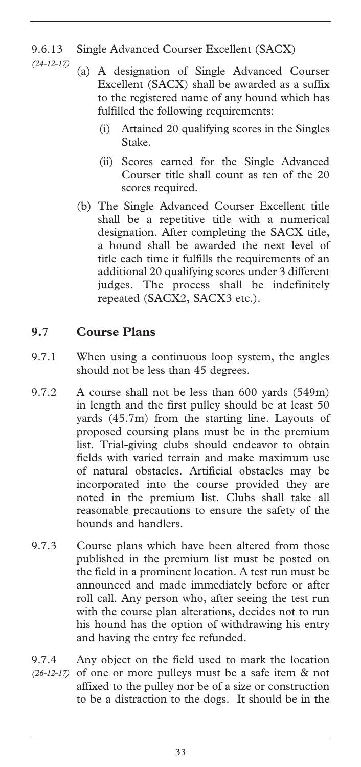9.6.13 Single Advanced Courser Excellent (SACX)

*(24-12-17)*

(a) A designation of Single Advanced Courser Excellent (SACX) shall be awarded as a suffix to the registered name of any hound which has fulfilled the following requirements:

   (i) Attained 20 qualifying scores in the Singles Stake.

   (ii) Scores earned for the Single Advanced Courser title shall count as ten of the 20 scores required.

(b) The Single Advanced Courser Excellent title shall be a repetitive title with a numerical designation. After completing the SACX title, a hound shall be awarded the next level of title each time it fulfills the requirements of an additional 20 qualifying scores under 3 different judges. The process shall be indefinitely repeated (SACX2, SACX3 etc.).

## 9.7 Course Plans

9.7.1 When using a continuous loop system, the angles should not be less than 45 degrees.

9.7.2 A course shall not be less than 600 yards (549m) in length and the first pulley should be at least 50 yards (45.7m) from the starting line. Layouts of proposed coursing plans must be in the premium list. Trial-giving clubs should endeavor to obtain fields with varied terrain and make maximum use of natural obstacles. Artificial obstacles may be incorporated into the course provided they are noted in the premium list. Clubs shall take all reasonable precautions to ensure the safety of the hounds and handlers.

9.7.3 Course plans which have been altered from those published in the premium list must be posted on the field in a prominent location. A test run must be announced and made immediately before or after roll call. Any person who, after seeing the test run with the course plan alterations, decides not to run his hound has the option of withdrawing his entry and having the entry fee refunded.

9.7.4 *(26-12-17)* Any object on the field used to mark the location of one or more pulleys must be a safe item & not affixed to the pulley nor be of a size or construction to be a distraction to the dogs. It should be in the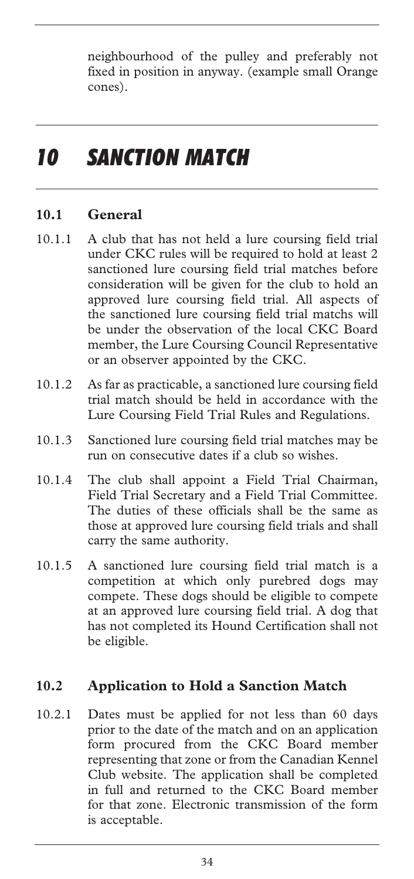neighbourhood of the pulley and preferably not fixed in position in anyway. (example small Orange cones).

# *10 SANCTION MATCH*

## 10.1 General

10.1.1 A club that has not held a lure coursing field trial under CKC rules will be required to hold at least 2 sanctioned lure coursing field trial matches before consideration will be given for the club to hold an approved lure coursing field trial. All aspects of the sanctioned lure coursing field trial matchs will be under the observation of the local CKC Board member, the Lure Coursing Council Representative or an observer appointed by the CKC.

10.1.2 As far as practicable, a sanctioned lure coursing field trial match should be held in accordance with the Lure Coursing Field Trial Rules and Regulations.

10.1.3 Sanctioned lure coursing field trial matches may be run on consecutive dates if a club so wishes.

10.1.4 The club shall appoint a Field Trial Chairman, Field Trial Secretary and a Field Trial Committee. The duties of these officials shall be the same as those at approved lure coursing field trials and shall carry the same authority.

10.1.5 A sanctioned lure coursing field trial match is a competition at which only purebred dogs may compete. These dogs should be eligible to compete at an approved lure coursing field trial. A dog that has not completed its Hound Certification shall not be eligible.

## 10.2 Application to Hold a Sanction Match

10.2.1 Dates must be applied for not less than 60 days prior to the date of the match and on an application form procured from the CKC Board member representing that zone or from the Canadian Kennel Club website. The application shall be completed in full and returned to the CKC Board member for that zone. Electronic transmission of the form is acceptable.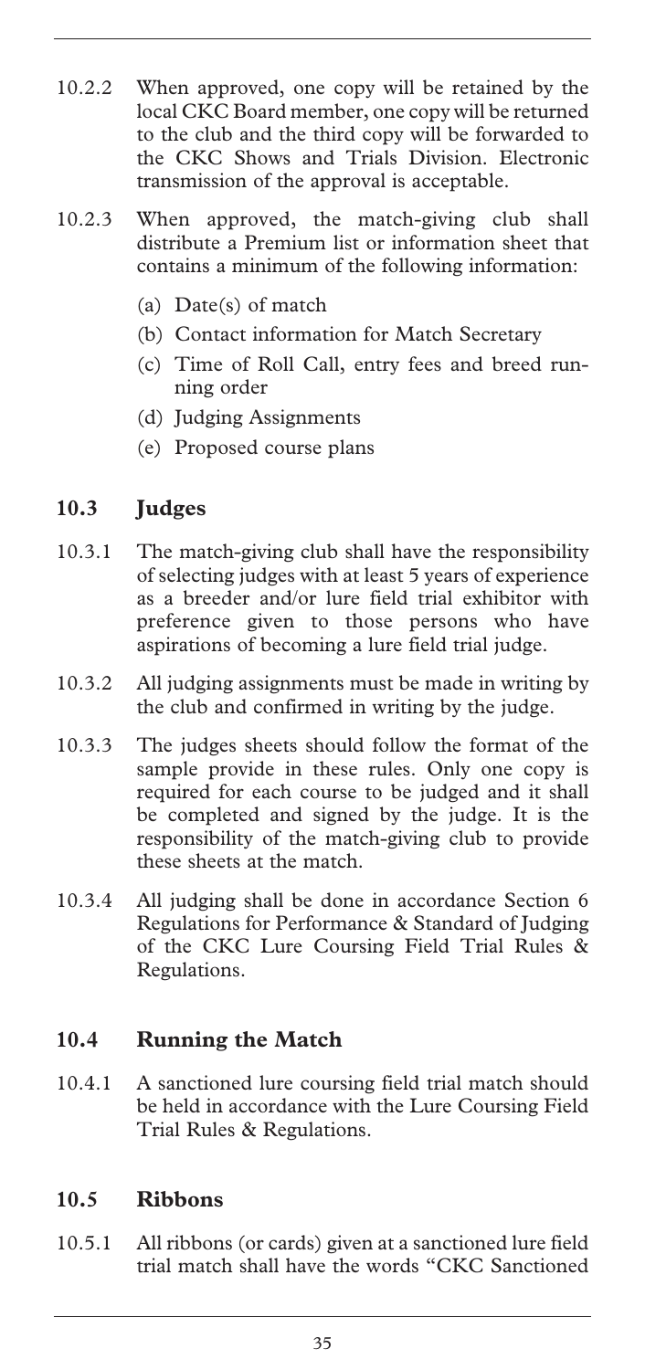10.2.2 When approved, one copy will be retained by the local CKC Board member, one copy will be returned to the club and the third copy will be forwarded to the CKC Shows and Trials Division. Electronic transmission of the approval is acceptable.

10.2.3 When approved, the match-giving club shall distribute a Premium list or information sheet that contains a minimum of the following information:

- (a) Date(s) of match
- (b) Contact information for Match Secretary
- (c) Time of Roll Call, entry fees and breed running order
- (d) Judging Assignments
- (e) Proposed course plans

## 10.3 Judges

10.3.1 The match-giving club shall have the responsibility of selecting judges with at least 5 years of experience as a breeder and/or lure field trial exhibitor with preference given to those persons who have aspirations of becoming a lure field trial judge.

10.3.2 All judging assignments must be made in writing by the club and confirmed in writing by the judge.

10.3.3 The judges sheets should follow the format of the sample provide in these rules. Only one copy is required for each course to be judged and it shall be completed and signed by the judge. It is the responsibility of the match-giving club to provide these sheets at the match.

10.3.4 All judging shall be done in accordance Section 6 Regulations for Performance & Standard of Judging of the CKC Lure Coursing Field Trial Rules & Regulations.

## 10.4 Running the Match

10.4.1 A sanctioned lure coursing field trial match should be held in accordance with the Lure Coursing Field Trial Rules & Regulations.

## 10.5 Ribbons

10.5.1 All ribbons (or cards) given at a sanctioned lure field trial match shall have the words "CKC Sanctioned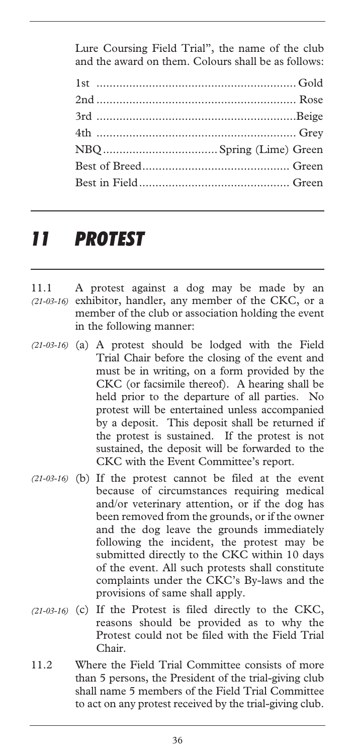Lure Coursing Field Trial", the name of the club and the award on them. Colours shall be as follows:

| | |
|---|---|
| 1st | Gold |
| 2nd | Rose |
| 3rd | Beige |
| 4th | Grey |
| NBQ | Spring (Lime) Green |
| Best of Breed | Green |
| Best in Field | Green |

# *11 PROTEST*

11.1 *(21-03-16)* A protest against a dog may be made by an exhibitor, handler, any member of the CKC, or a member of the club or association holding the event in the following manner:

*(21-03-16)* (a) A protest should be lodged with the Field Trial Chair before the closing of the event and must be in writing, on a form provided by the CKC (or facsimile thereof). A hearing shall be held prior to the departure of all parties. No protest will be entertained unless accompanied by a deposit. This deposit shall be returned if the protest is sustained. If the protest is not sustained, the deposit will be forwarded to the CKC with the Event Committee's report.

*(21-03-16)* (b) If the protest cannot be filed at the event because of circumstances requiring medical and/or veterinary attention, or if the dog has been removed from the grounds, or if the owner and the dog leave the grounds immediately following the incident, the protest may be submitted directly to the CKC within 10 days of the event. All such protests shall constitute complaints under the CKC's By-laws and the provisions of same shall apply.

*(21-03-16)* (c) If the Protest is filed directly to the CKC, reasons should be provided as to why the Protest could not be filed with the Field Trial Chair.

11.2 Where the Field Trial Committee consists of more than 5 persons, the President of the trial-giving club shall name 5 members of the Field Trial Committee to act on any protest received by the trial-giving club.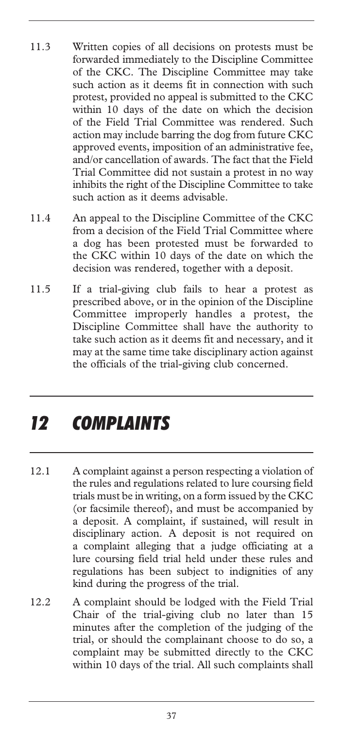11.3 Written copies of all decisions on protests must be forwarded immediately to the Discipline Committee of the CKC. The Discipline Committee may take such action as it deems fit in connection with such protest, provided no appeal is submitted to the CKC within 10 days of the date on which the decision of the Field Trial Committee was rendered. Such action may include barring the dog from future CKC approved events, imposition of an administrative fee, and/or cancellation of awards. The fact that the Field Trial Committee did not sustain a protest in no way inhibits the right of the Discipline Committee to take such action as it deems advisable.

11.4 An appeal to the Discipline Committee of the CKC from a decision of the Field Trial Committee where a dog has been protested must be forwarded to the CKC within 10 days of the date on which the decision was rendered, together with a deposit.

11.5 If a trial-giving club fails to hear a protest as prescribed above, or in the opinion of the Discipline Committee improperly handles a protest, the Discipline Committee shall have the authority to take such action as it deems fit and necessary, and it may at the same time take disciplinary action against the officials of the trial-giving club concerned.

## *12 COMPLAINTS*

12.1 A complaint against a person respecting a violation of the rules and regulations related to lure coursing field trials must be in writing, on a form issued by the CKC (or facsimile thereof), and must be accompanied by a deposit. A complaint, if sustained, will result in disciplinary action. A deposit is not required on a complaint alleging that a judge officiating at a lure coursing field trial held under these rules and regulations has been subject to indignities of any kind during the progress of the trial.

12.2 A complaint should be lodged with the Field Trial Chair of the trial-giving club no later than 15 minutes after the completion of the judging of the trial, or should the complainant choose to do so, a complaint may be submitted directly to the CKC within 10 days of the trial. All such complaints shall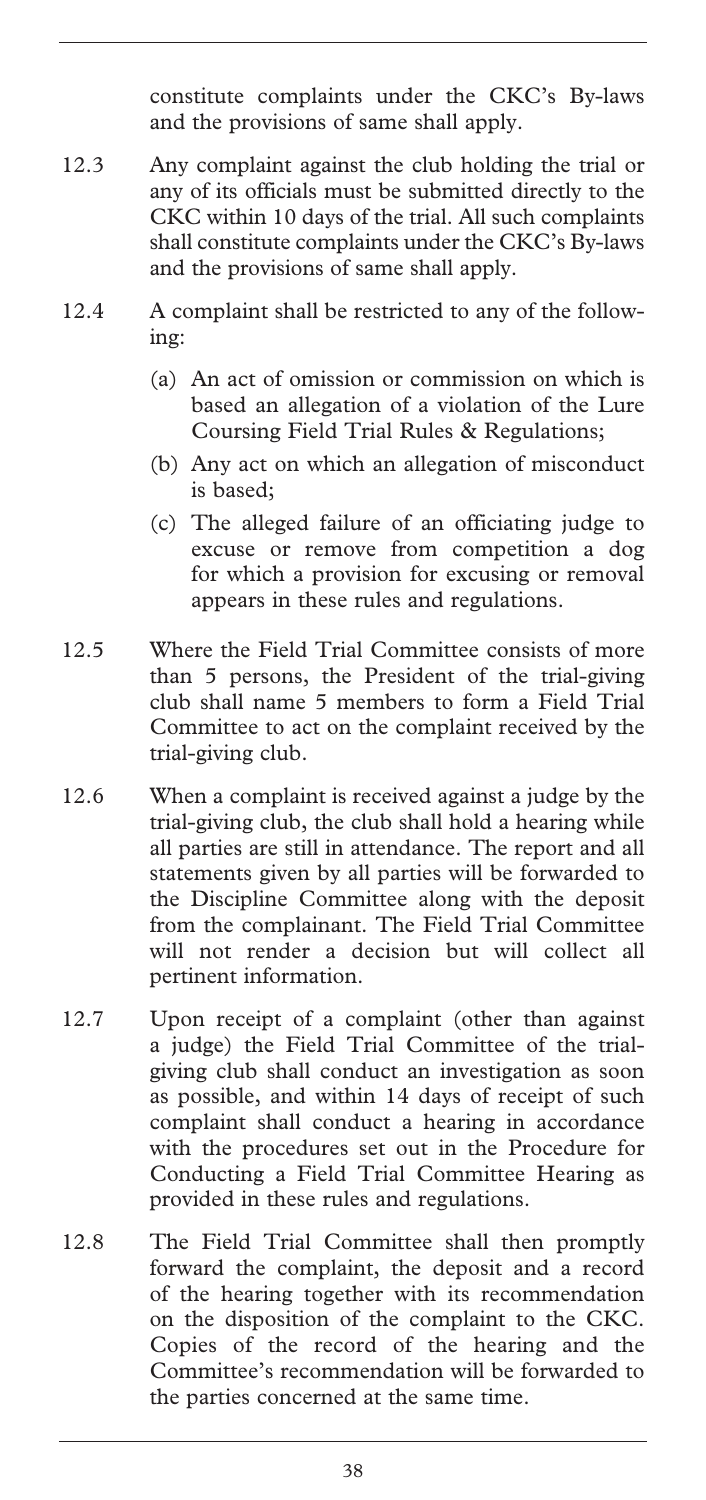constitute complaints under the CKC's By-laws and the provisions of same shall apply.

12.3 Any complaint against the club holding the trial or any of its officials must be submitted directly to the CKC within 10 days of the trial. All such complaints shall constitute complaints under the CKC's By-laws and the provisions of same shall apply.

12.4 A complaint shall be restricted to any of the following:

(a) An act of omission or commission on which is based an allegation of a violation of the Lure Coursing Field Trial Rules & Regulations;

(b) Any act on which an allegation of misconduct is based;

(c) The alleged failure of an officiating judge to excuse or remove from competition a dog for which a provision for excusing or removal appears in these rules and regulations.

12.5 Where the Field Trial Committee consists of more than 5 persons, the President of the trial-giving club shall name 5 members to form a Field Trial Committee to act on the complaint received by the trial-giving club.

12.6 When a complaint is received against a judge by the trial-giving club, the club shall hold a hearing while all parties are still in attendance. The report and all statements given by all parties will be forwarded to the Discipline Committee along with the deposit from the complainant. The Field Trial Committee will not render a decision but will collect all pertinent information.

12.7 Upon receipt of a complaint (other than against a judge) the Field Trial Committee of the trial-giving club shall conduct an investigation as soon as possible, and within 14 days of receipt of such complaint shall conduct a hearing in accordance with the procedures set out in the Procedure for Conducting a Field Trial Committee Hearing as provided in these rules and regulations.

12.8 The Field Trial Committee shall then promptly forward the complaint, the deposit and a record of the hearing together with its recommendation on the disposition of the complaint to the CKC. Copies of the record of the hearing and the Committee's recommendation will be forwarded to the parties concerned at the same time.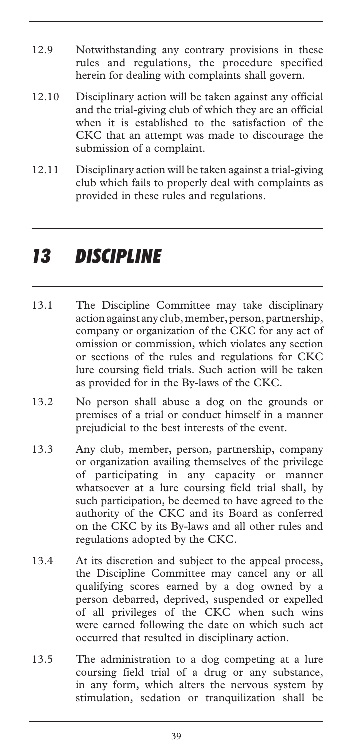12.9 Notwithstanding any contrary provisions in these rules and regulations, the procedure specified herein for dealing with complaints shall govern.

12.10 Disciplinary action will be taken against any official and the trial-giving club of which they are an official when it is established to the satisfaction of the CKC that an attempt was made to discourage the submission of a complaint.

12.11 Disciplinary action will be taken against a trial-giving club which fails to properly deal with complaints as provided in these rules and regulations.

# *13 DISCIPLINE*

13.1 The Discipline Committee may take disciplinary action against any club, member, person, partnership, company or organization of the CKC for any act of omission or commission, which violates any section or sections of the rules and regulations for CKC lure coursing field trials. Such action will be taken as provided for in the By-laws of the CKC.

13.2 No person shall abuse a dog on the grounds or premises of a trial or conduct himself in a manner prejudicial to the best interests of the event.

13.3 Any club, member, person, partnership, company or organization availing themselves of the privilege of participating in any capacity or manner whatsoever at a lure coursing field trial shall, by such participation, be deemed to have agreed to the authority of the CKC and its Board as conferred on the CKC by its By-laws and all other rules and regulations adopted by the CKC.

13.4 At its discretion and subject to the appeal process, the Discipline Committee may cancel any or all qualifying scores earned by a dog owned by a person debarred, deprived, suspended or expelled of all privileges of the CKC when such wins were earned following the date on which such act occurred that resulted in disciplinary action.

13.5 The administration to a dog competing at a lure coursing field trial of a drug or any substance, in any form, which alters the nervous system by stimulation, sedation or tranquilization shall be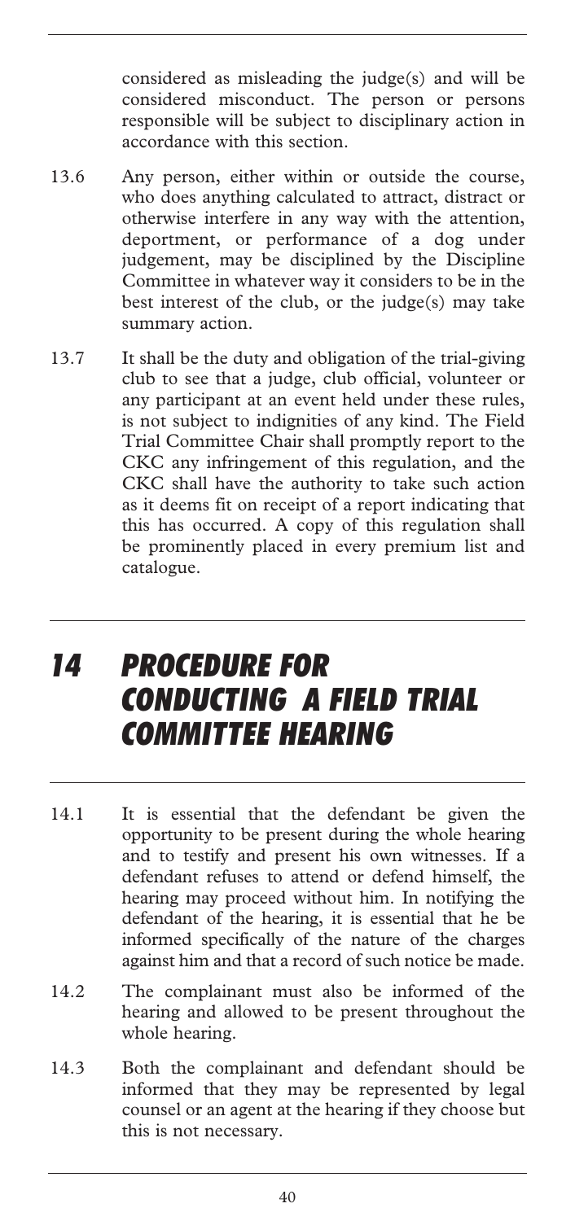considered as misleading the judge(s) and will be considered misconduct. The person or persons responsible will be subject to disciplinary action in accordance with this section.

13.6 Any person, either within or outside the course, who does anything calculated to attract, distract or otherwise interfere in any way with the attention, deportment, or performance of a dog under judgement, may be disciplined by the Discipline Committee in whatever way it considers to be in the best interest of the club, or the judge(s) may take summary action.

13.7 It shall be the duty and obligation of the trial-giving club to see that a judge, club official, volunteer or any participant at an event held under these rules, is not subject to indignities of any kind. The Field Trial Committee Chair shall promptly report to the CKC any infringement of this regulation, and the CKC shall have the authority to take such action as it deems fit on receipt of a report indicating that this has occurred. A copy of this regulation shall be prominently placed in every premium list and catalogue.

# 14 PROCEDURE FOR CONDUCTING A FIELD TRIAL COMMITTEE HEARING

14.1 It is essential that the defendant be given the opportunity to be present during the whole hearing and to testify and present his own witnesses. If a defendant refuses to attend or defend himself, the hearing may proceed without him. In notifying the defendant of the hearing, it is essential that he be informed specifically of the nature of the charges against him and that a record of such notice be made.

14.2 The complainant must also be informed of the hearing and allowed to be present throughout the whole hearing.

14.3 Both the complainant and defendant should be informed that they may be represented by legal counsel or an agent at the hearing if they choose but this is not necessary.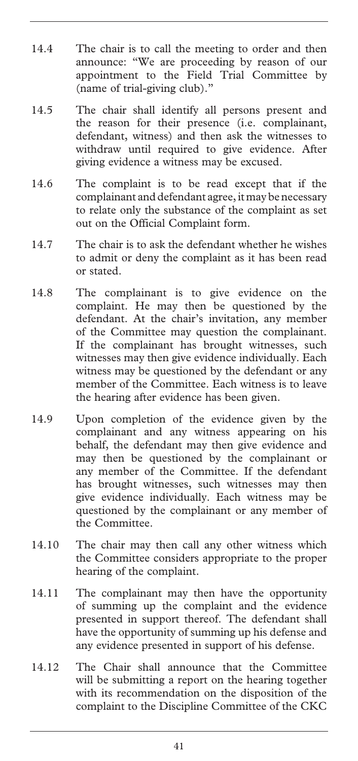14.4 The chair is to call the meeting to order and then announce: "We are proceeding by reason of our appointment to the Field Trial Committee by (name of trial-giving club)."

14.5 The chair shall identify all persons present and the reason for their presence (i.e. complainant, defendant, witness) and then ask the witnesses to withdraw until required to give evidence. After giving evidence a witness may be excused.

14.6 The complaint is to be read except that if the complainant and defendant agree, it may be necessary to relate only the substance of the complaint as set out on the Official Complaint form.

14.7 The chair is to ask the defendant whether he wishes to admit or deny the complaint as it has been read or stated.

14.8 The complainant is to give evidence on the complaint. He may then be questioned by the defendant. At the chair's invitation, any member of the Committee may question the complainant. If the complainant has brought witnesses, such witnesses may then give evidence individually. Each witness may be questioned by the defendant or any member of the Committee. Each witness is to leave the hearing after evidence has been given.

14.9 Upon completion of the evidence given by the complainant and any witness appearing on his behalf, the defendant may then give evidence and may then be questioned by the complainant or any member of the Committee. If the defendant has brought witnesses, such witnesses may then give evidence individually. Each witness may be questioned by the complainant or any member of the Committee.

14.10 The chair may then call any other witness which the Committee considers appropriate to the proper hearing of the complaint.

14.11 The complainant may then have the opportunity of summing up the complaint and the evidence presented in support thereof. The defendant shall have the opportunity of summing up his defense and any evidence presented in support of his defense.

14.12 The Chair shall announce that the Committee will be submitting a report on the hearing together with its recommendation on the disposition of the complaint to the Discipline Committee of the CKC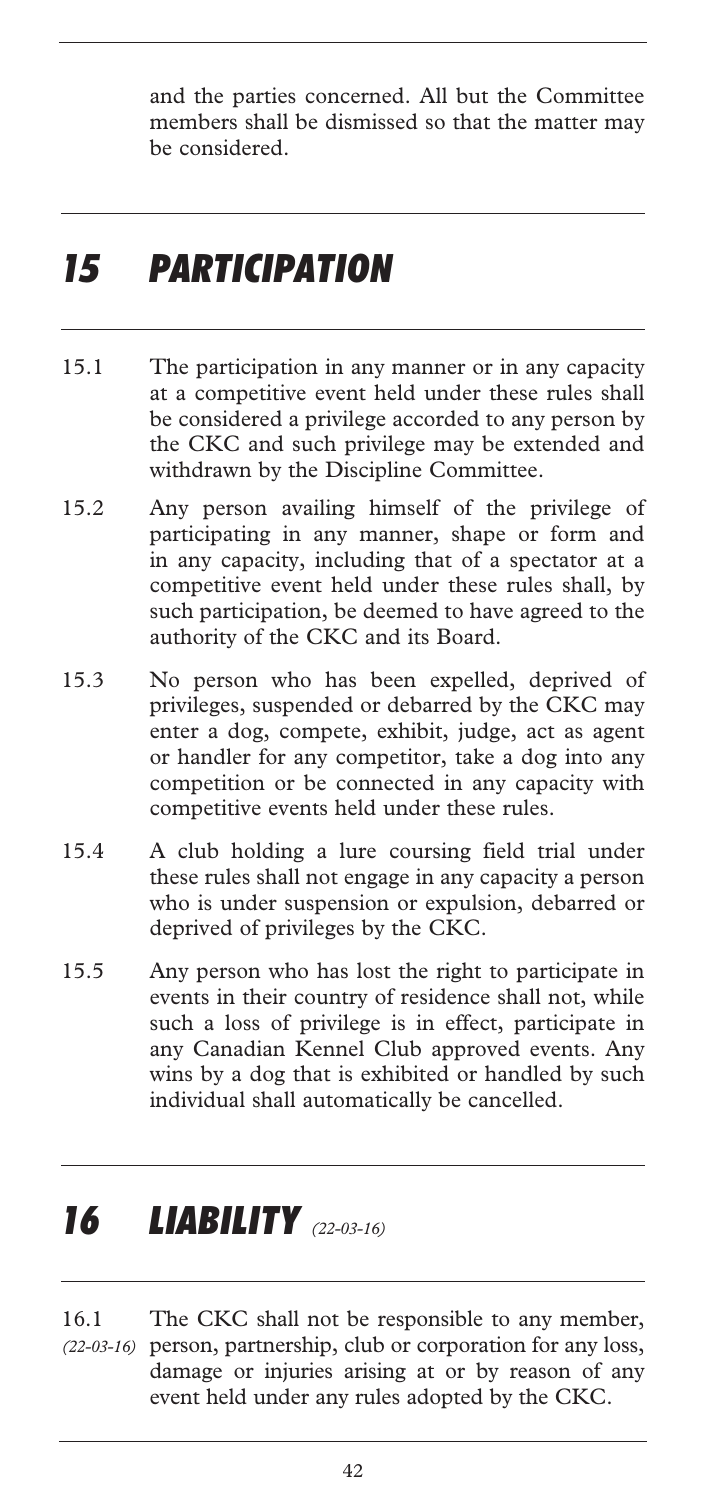and the parties concerned. All but the Committee members shall be dismissed so that the matter may be considered.

# 15 PARTICIPATION

15.1 The participation in any manner or in any capacity at a competitive event held under these rules shall be considered a privilege accorded to any person by the CKC and such privilege may be extended and withdrawn by the Discipline Committee.

15.2 Any person availing himself of the privilege of participating in any manner, shape or form and in any capacity, including that of a spectator at a competitive event held under these rules shall, by such participation, be deemed to have agreed to the authority of the CKC and its Board.

15.3 No person who has been expelled, deprived of privileges, suspended or debarred by the CKC may enter a dog, compete, exhibit, judge, act as agent or handler for any competitor, take a dog into any competition or be connected in any capacity with competitive events held under these rules.

15.4 A club holding a lure coursing field trial under these rules shall not engage in any capacity a person who is under suspension or expulsion, debarred or deprived of privileges by the CKC.

15.5 Any person who has lost the right to participate in events in their country of residence shall not, while such a loss of privilege is in effect, participate in any Canadian Kennel Club approved events. Any wins by a dog that is exhibited or handled by such individual shall automatically be cancelled.

# 16 LIABILITY *(22-03-16)*

16.1 *(22-03-16)* The CKC shall not be responsible to any member, person, partnership, club or corporation for any loss, damage or injuries arising at or by reason of any event held under any rules adopted by the CKC.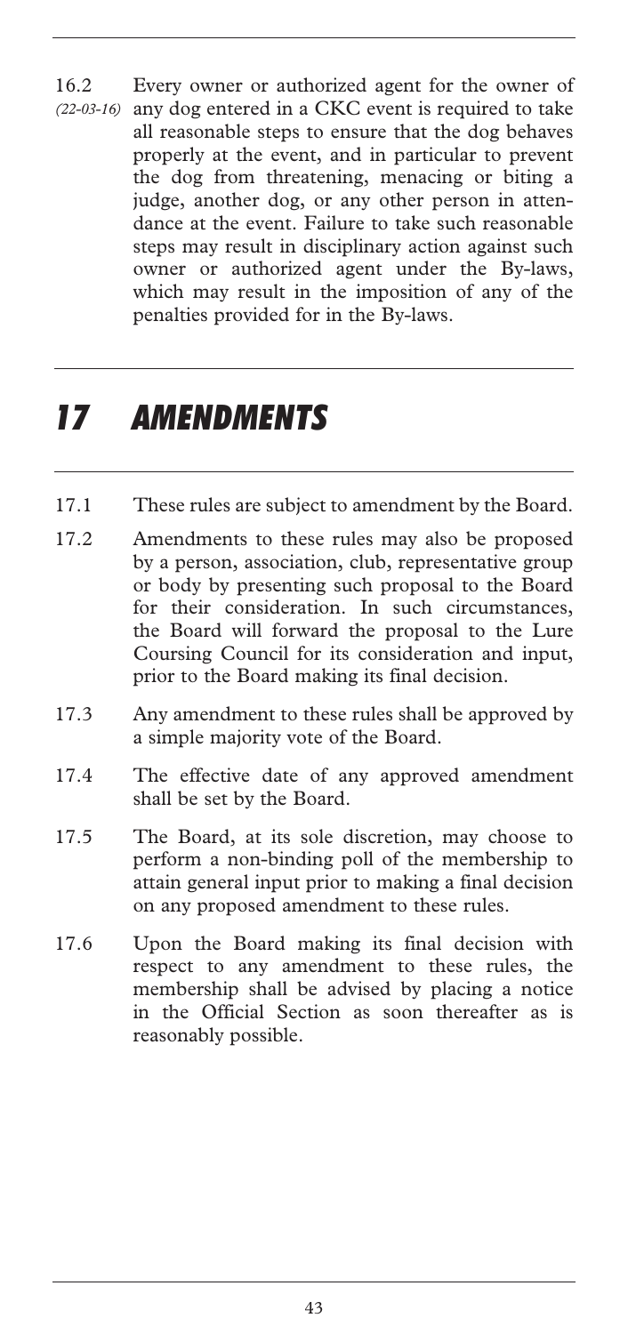16.2 *(22-03-16)* Every owner or authorized agent for the owner of any dog entered in a CKC event is required to take all reasonable steps to ensure that the dog behaves properly at the event, and in particular to prevent the dog from threatening, menacing or biting a judge, another dog, or any other person in attendance at the event. Failure to take such reasonable steps may result in disciplinary action against such owner or authorized agent under the By-laws, which may result in the imposition of any of the penalties provided for in the By-laws.

# 17 AMENDMENTS

17.1 These rules are subject to amendment by the Board.

17.2 Amendments to these rules may also be proposed by a person, association, club, representative group or body by presenting such proposal to the Board for their consideration. In such circumstances, the Board will forward the proposal to the Lure Coursing Council for its consideration and input, prior to the Board making its final decision.

17.3 Any amendment to these rules shall be approved by a simple majority vote of the Board.

17.4 The effective date of any approved amendment shall be set by the Board.

17.5 The Board, at its sole discretion, may choose to perform a non-binding poll of the membership to attain general input prior to making a final decision on any proposed amendment to these rules.

17.6 Upon the Board making its final decision with respect to any amendment to these rules, the membership shall be advised by placing a notice in the Official Section as soon thereafter as is reasonably possible.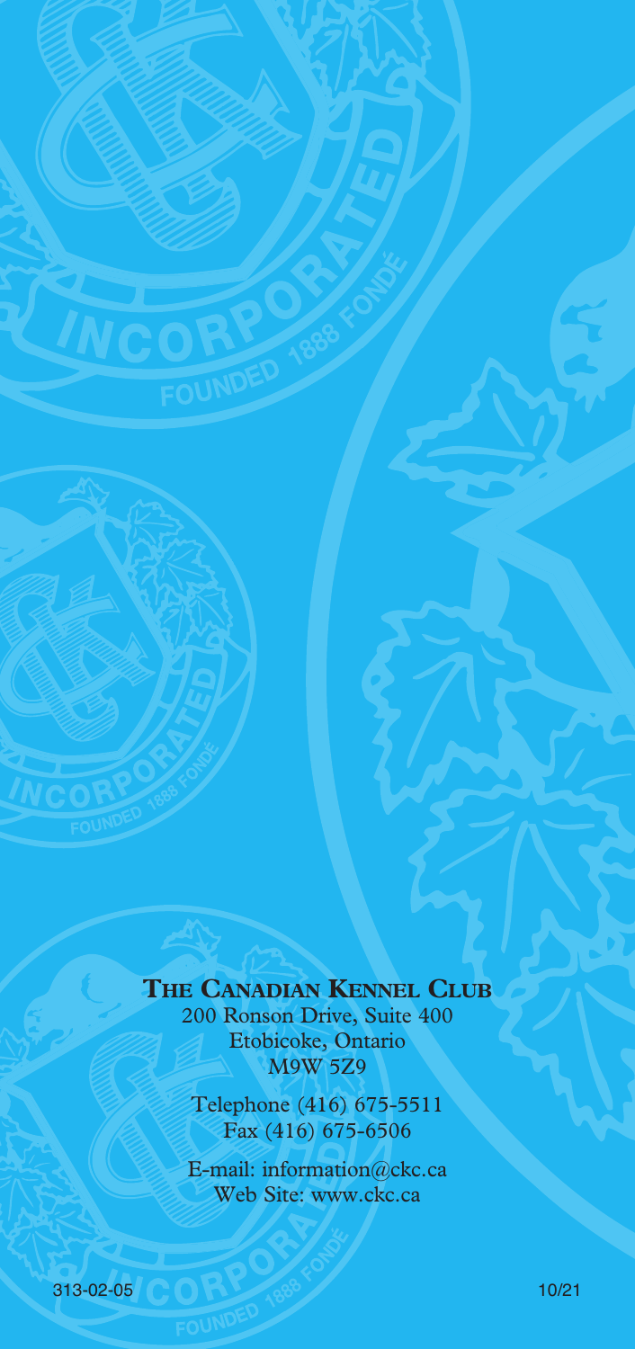**THE CANADIAN KENNEL CLUB**

200 Ronson Drive, Suite 400
Etobicoke, Ontario
M9W 5Z9

Telephone (416) 675-5511
Fax (416) 675-6506

E-mail: information@ckc.ca
Web Site: www.ckc.ca

313-02-05 10/21